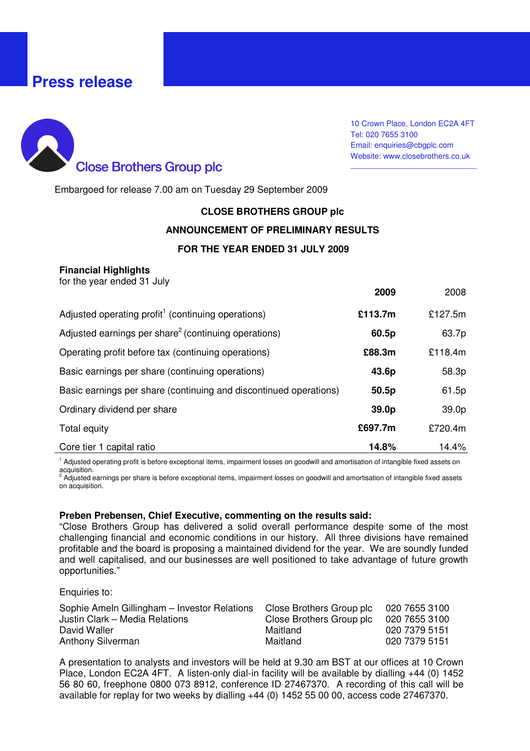# Press release

Close Brothers Group plc

10 Crown Place, London EC2A 4FT
Tel: 020 7655 3100
Email: enquiries@cbgplc.com
Website: www.closebrothers.co.uk

Embargoed for release 7.00 am on Tuesday 29 September 2009

**CLOSE BROTHERS GROUP plc**

**ANNOUNCEMENT OF PRELIMINARY RESULTS**

**FOR THE YEAR ENDED 31 JULY 2009**

**Financial Highlights**
for the year ended 31 July

| | **2009** | 2008 |
|---|---|---|
| Adjusted operating profit[1] (continuing operations) | **£113.7m** | £127.5m |
| Adjusted earnings per share[2] (continuing operations) | **60.5p** | 63.7p |
| Operating profit before tax (continuing operations) | **£88.3m** | £118.4m |
| Basic earnings per share (continuing operations) | **43.6p** | 58.3p |
| Basic earnings per share (continuing and discontinued operations) | **50.5p** | 61.5p |
| Ordinary dividend per share | **39.0p** | 39.0p |
| Total equity | **£697.7m** | £720.4m |
| Core tier 1 capital ratio | **14.8%** | 14.4% |

[1] Adjusted operating profit is before exceptional items, impairment losses on goodwill and amortisation of intangible fixed assets on acquisition.
[2] Adjusted earnings per share is before exceptional items, impairment losses on goodwill and amortisation of intangible fixed assets on acquisition.

**Preben Prebensen, Chief Executive, commenting on the results said:**
"Close Brothers Group has delivered a solid overall performance despite some of the most challenging financial and economic conditions in our history. All three divisions have remained profitable and the board is proposing a maintained dividend for the year. We are soundly funded and well capitalised, and our businesses are well positioned to take advantage of future growth opportunities."

Enquiries to:

| | | |
|---|---|---|
| Sophie Ameln Gillingham – Investor Relations | Close Brothers Group plc | 020 7655 3100 |
| Justin Clark – Media Relations | Close Brothers Group plc | 020 7655 3100 |
| David Waller | Maitland | 020 7379 5151 |
| Anthony Silverman | Maitland | 020 7379 5151 |

A presentation to analysts and investors will be held at 9.30 am BST at our offices at 10 Crown Place, London EC2A 4FT. A listen-only dial-in facility will be available by dialling +44 (0) 1452 56 80 60, freephone 0800 073 8912, conference ID 27467370. A recording of this call will be available for replay for two weeks by dialling +44 (0) 1452 55 00 00, access code 27467370.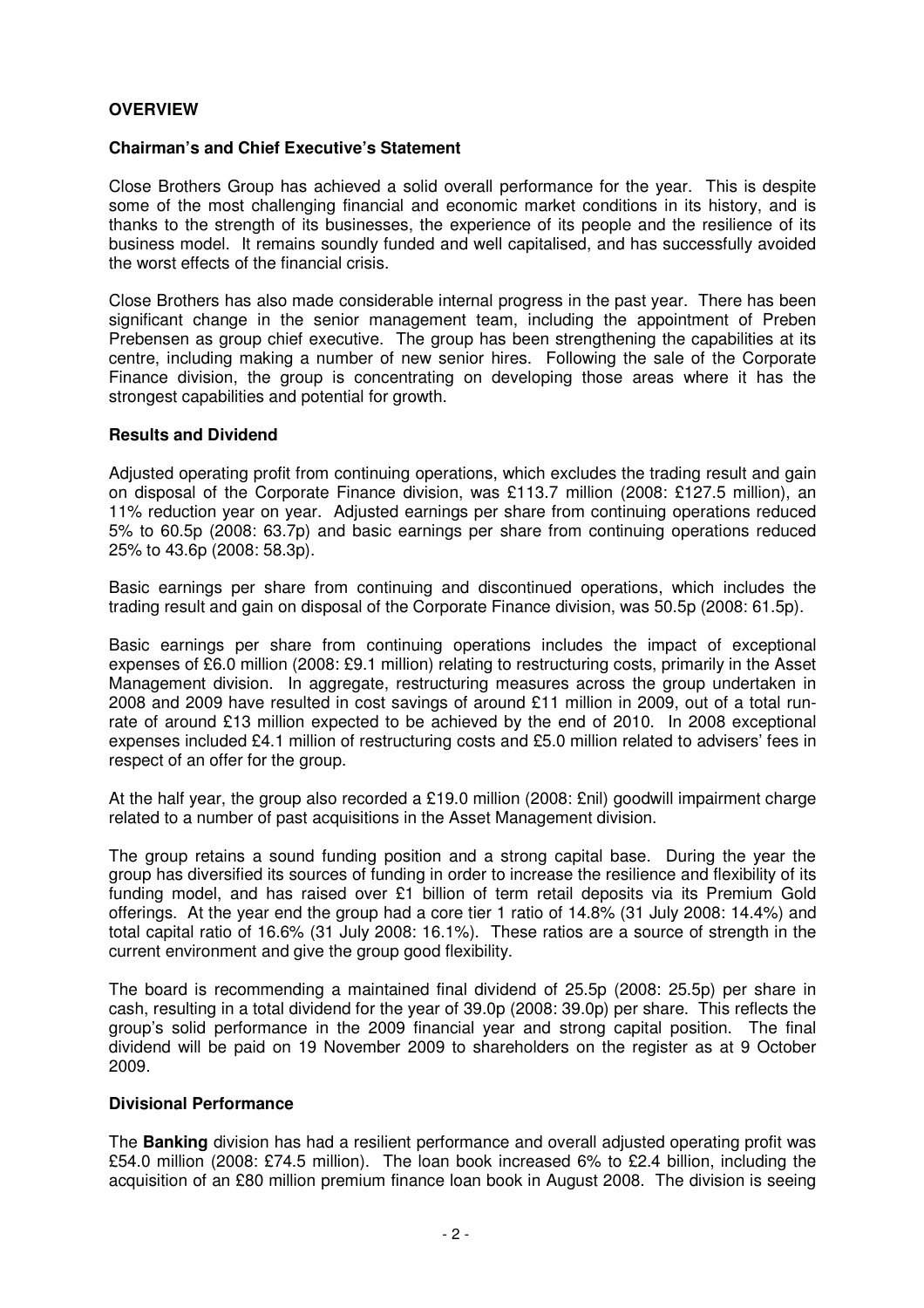## OVERVIEW

### Chairman's and Chief Executive's Statement

Close Brothers Group has achieved a solid overall performance for the year. This is despite some of the most challenging financial and economic market conditions in its history, and is thanks to the strength of its businesses, the experience of its people and the resilience of its business model. It remains soundly funded and well capitalised, and has successfully avoided the worst effects of the financial crisis.

Close Brothers has also made considerable internal progress in the past year. There has been significant change in the senior management team, including the appointment of Preben Prebensen as group chief executive. The group has been strengthening the capabilities at its centre, including making a number of new senior hires. Following the sale of the Corporate Finance division, the group is concentrating on developing those areas where it has the strongest capabilities and potential for growth.

### Results and Dividend

Adjusted operating profit from continuing operations, which excludes the trading result and gain on disposal of the Corporate Finance division, was £113.7 million (2008: £127.5 million), an 11% reduction year on year. Adjusted earnings per share from continuing operations reduced 5% to 60.5p (2008: 63.7p) and basic earnings per share from continuing operations reduced 25% to 43.6p (2008: 58.3p).

Basic earnings per share from continuing and discontinued operations, which includes the trading result and gain on disposal of the Corporate Finance division, was 50.5p (2008: 61.5p).

Basic earnings per share from continuing operations includes the impact of exceptional expenses of £6.0 million (2008: £9.1 million) relating to restructuring costs, primarily in the Asset Management division. In aggregate, restructuring measures across the group undertaken in 2008 and 2009 have resulted in cost savings of around £11 million in 2009, out of a total run-rate of around £13 million expected to be achieved by the end of 2010. In 2008 exceptional expenses included £4.1 million of restructuring costs and £5.0 million related to advisers' fees in respect of an offer for the group.

At the half year, the group also recorded a £19.0 million (2008: £nil) goodwill impairment charge related to a number of past acquisitions in the Asset Management division.

The group retains a sound funding position and a strong capital base. During the year the group has diversified its sources of funding in order to increase the resilience and flexibility of its funding model, and has raised over £1 billion of term retail deposits via its Premium Gold offerings. At the year end the group had a core tier 1 ratio of 14.8% (31 July 2008: 14.4%) and total capital ratio of 16.6% (31 July 2008: 16.1%). These ratios are a source of strength in the current environment and give the group good flexibility.

The board is recommending a maintained final dividend of 25.5p (2008: 25.5p) per share in cash, resulting in a total dividend for the year of 39.0p (2008: 39.0p) per share. This reflects the group's solid performance in the 2009 financial year and strong capital position. The final dividend will be paid on 19 November 2009 to shareholders on the register as at 9 October 2009.

### Divisional Performance

The **Banking** division has had a resilient performance and overall adjusted operating profit was £54.0 million (2008: £74.5 million). The loan book increased 6% to £2.4 billion, including the acquisition of an £80 million premium finance loan book in August 2008. The division is seeing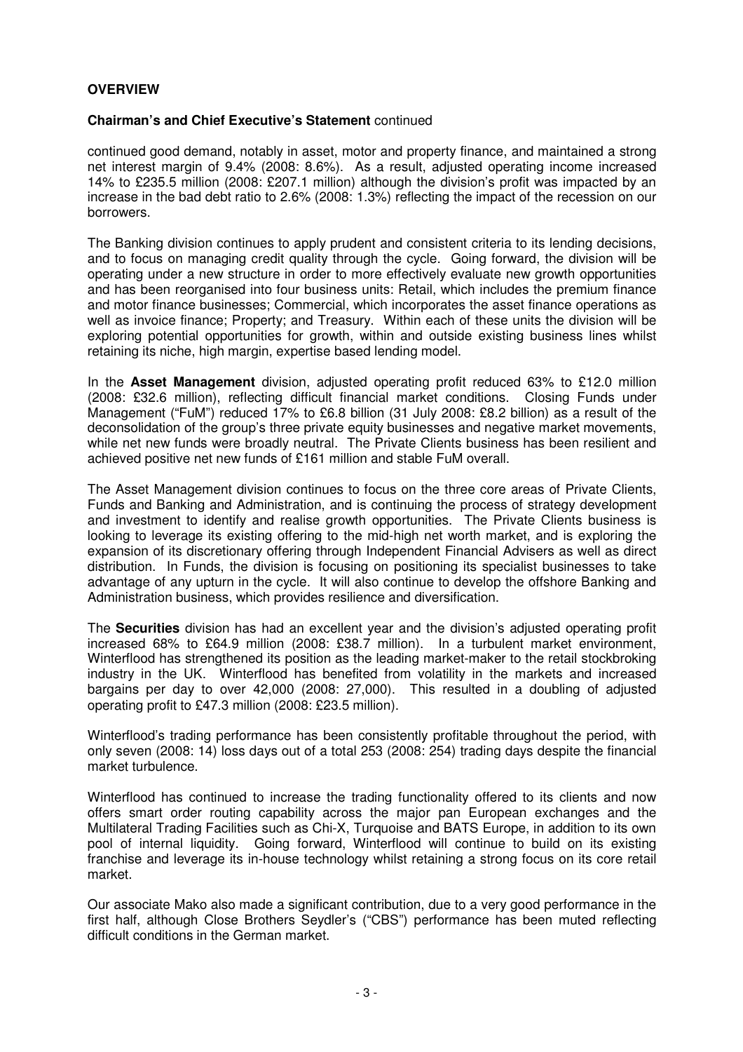## OVERVIEW

### Chairman's and Chief Executive's Statement continued

continued good demand, notably in asset, motor and property finance, and maintained a strong net interest margin of 9.4% (2008: 8.6%). As a result, adjusted operating income increased 14% to £235.5 million (2008: £207.1 million) although the division's profit was impacted by an increase in the bad debt ratio to 2.6% (2008: 1.3%) reflecting the impact of the recession on our borrowers.

The Banking division continues to apply prudent and consistent criteria to its lending decisions, and to focus on managing credit quality through the cycle. Going forward, the division will be operating under a new structure in order to more effectively evaluate new growth opportunities and has been reorganised into four business units: Retail, which includes the premium finance and motor finance businesses; Commercial, which incorporates the asset finance operations as well as invoice finance; Property; and Treasury. Within each of these units the division will be exploring potential opportunities for growth, within and outside existing business lines whilst retaining its niche, high margin, expertise based lending model.

In the **Asset Management** division, adjusted operating profit reduced 63% to £12.0 million (2008: £32.6 million), reflecting difficult financial market conditions. Closing Funds under Management ("FuM") reduced 17% to £6.8 billion (31 July 2008: £8.2 billion) as a result of the deconsolidation of the group's three private equity businesses and negative market movements, while net new funds were broadly neutral. The Private Clients business has been resilient and achieved positive net new funds of £161 million and stable FuM overall.

The Asset Management division continues to focus on the three core areas of Private Clients, Funds and Banking and Administration, and is continuing the process of strategy development and investment to identify and realise growth opportunities. The Private Clients business is looking to leverage its existing offering to the mid-high net worth market, and is exploring the expansion of its discretionary offering through Independent Financial Advisers as well as direct distribution. In Funds, the division is focusing on positioning its specialist businesses to take advantage of any upturn in the cycle. It will also continue to develop the offshore Banking and Administration business, which provides resilience and diversification.

The **Securities** division has had an excellent year and the division's adjusted operating profit increased 68% to £64.9 million (2008: £38.7 million). In a turbulent market environment, Winterflood has strengthened its position as the leading market-maker to the retail stockbroking industry in the UK. Winterflood has benefited from volatility in the markets and increased bargains per day to over 42,000 (2008: 27,000). This resulted in a doubling of adjusted operating profit to £47.3 million (2008: £23.5 million).

Winterflood's trading performance has been consistently profitable throughout the period, with only seven (2008: 14) loss days out of a total 253 (2008: 254) trading days despite the financial market turbulence.

Winterflood has continued to increase the trading functionality offered to its clients and now offers smart order routing capability across the major pan European exchanges and the Multilateral Trading Facilities such as Chi-X, Turquoise and BATS Europe, in addition to its own pool of internal liquidity. Going forward, Winterflood will continue to build on its existing franchise and leverage its in-house technology whilst retaining a strong focus on its core retail market.

Our associate Mako also made a significant contribution, due to a very good performance in the first half, although Close Brothers Seydler's ("CBS") performance has been muted reflecting difficult conditions in the German market.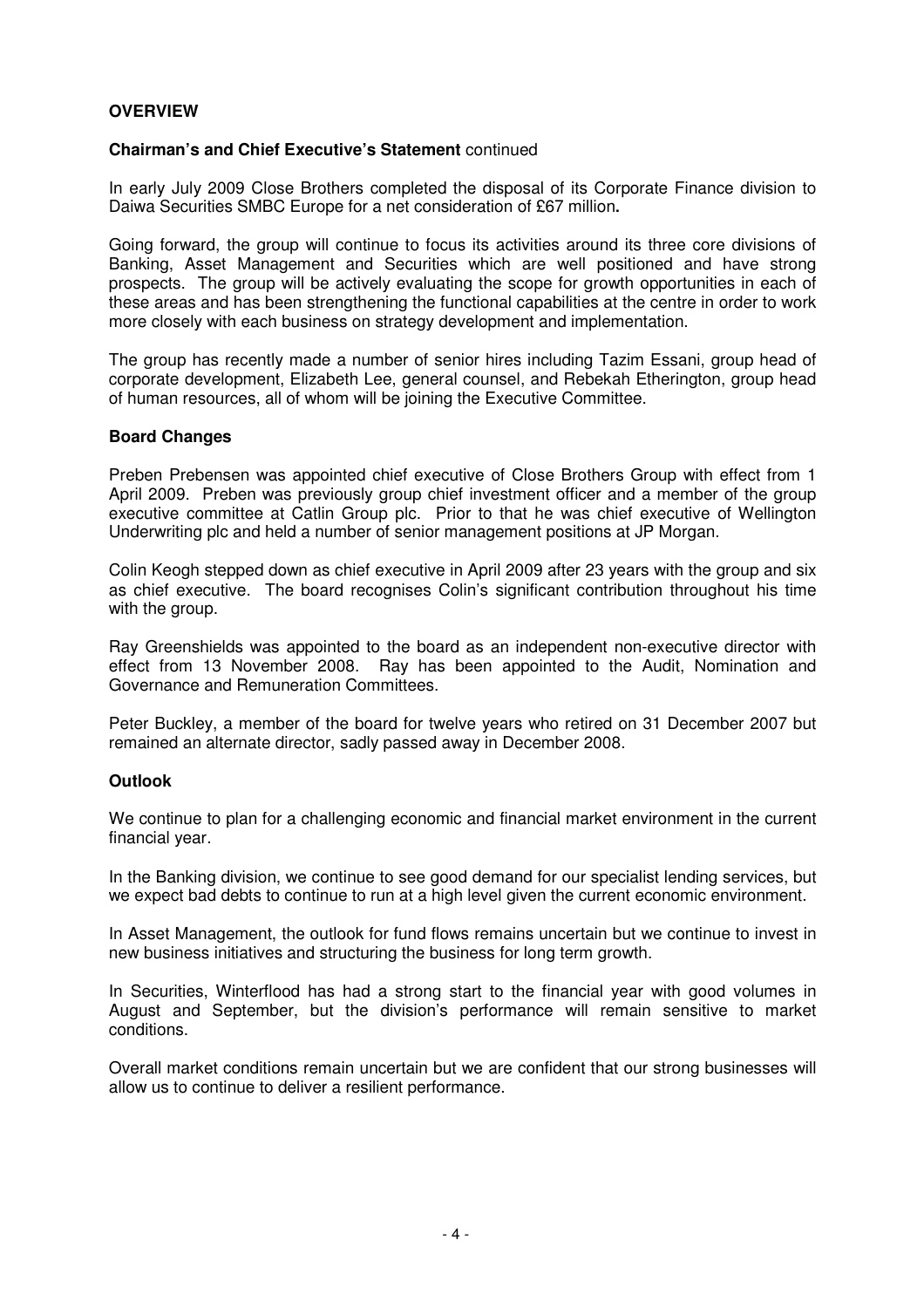## OVERVIEW

**Chairman's and Chief Executive's Statement** continued

In early July 2009 Close Brothers completed the disposal of its Corporate Finance division to Daiwa Securities SMBC Europe for a net consideration of £67 million**.**

Going forward, the group will continue to focus its activities around its three core divisions of Banking, Asset Management and Securities which are well positioned and have strong prospects. The group will be actively evaluating the scope for growth opportunities in each of these areas and has been strengthening the functional capabilities at the centre in order to work more closely with each business on strategy development and implementation.

The group has recently made a number of senior hires including Tazim Essani, group head of corporate development, Elizabeth Lee, general counsel, and Rebekah Etherington, group head of human resources, all of whom will be joining the Executive Committee.

### Board Changes

Preben Prebensen was appointed chief executive of Close Brothers Group with effect from 1 April 2009. Preben was previously group chief investment officer and a member of the group executive committee at Catlin Group plc. Prior to that he was chief executive of Wellington Underwriting plc and held a number of senior management positions at JP Morgan.

Colin Keogh stepped down as chief executive in April 2009 after 23 years with the group and six as chief executive. The board recognises Colin's significant contribution throughout his time with the group.

Ray Greenshields was appointed to the board as an independent non-executive director with effect from 13 November 2008. Ray has been appointed to the Audit, Nomination and Governance and Remuneration Committees.

Peter Buckley, a member of the board for twelve years who retired on 31 December 2007 but remained an alternate director, sadly passed away in December 2008.

### Outlook

We continue to plan for a challenging economic and financial market environment in the current financial year.

In the Banking division, we continue to see good demand for our specialist lending services, but we expect bad debts to continue to run at a high level given the current economic environment.

In Asset Management, the outlook for fund flows remains uncertain but we continue to invest in new business initiatives and structuring the business for long term growth.

In Securities, Winterflood has had a strong start to the financial year with good volumes in August and September, but the division's performance will remain sensitive to market conditions.

Overall market conditions remain uncertain but we are confident that our strong businesses will allow us to continue to deliver a resilient performance.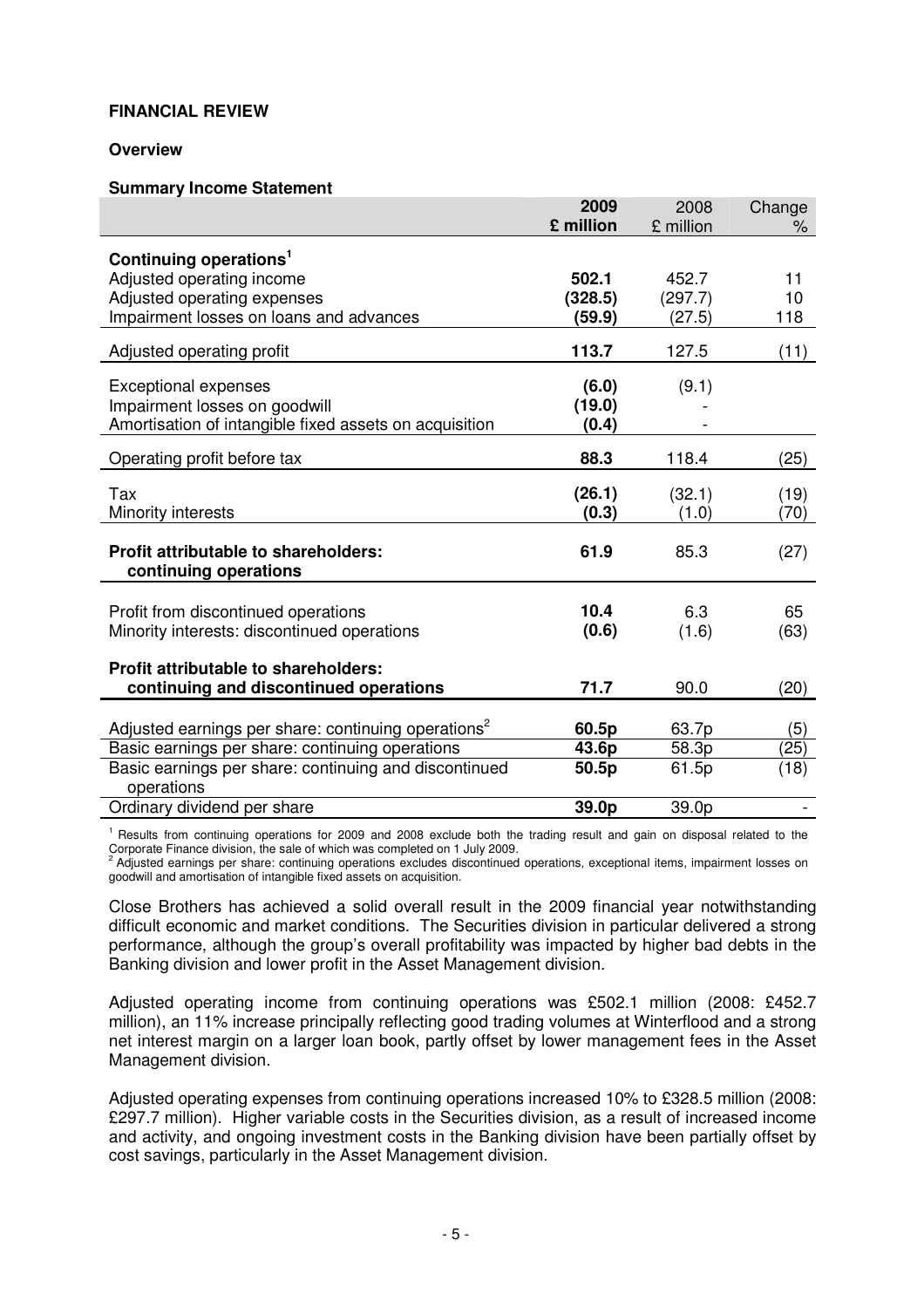**FINANCIAL REVIEW**

**Overview**

**Summary Income Statement**

| | **2009 £ million** | 2008 £ million | Change % |
|---|---|---|---|
| **Continuing operations**[1] | | | |
| Adjusted operating income | **502.1** | 452.7 | 11 |
| Adjusted operating expenses | **(328.5)** | (297.7) | 10 |
| Impairment losses on loans and advances | **(59.9)** | (27.5) | 118 |
| Adjusted operating profit | **113.7** | 127.5 | (11) |
| Exceptional expenses | **(6.0)** | (9.1) | |
| Impairment losses on goodwill | **(19.0)** | - | |
| Amortisation of intangible fixed assets on acquisition | **(0.4)** | - | |
| Operating profit before tax | **88.3** | 118.4 | (25) |
| Tax | **(26.1)** | (32.1) | (19) |
| Minority interests | **(0.3)** | (1.0) | (70) |
| **Profit attributable to shareholders: continuing operations** | **61.9** | 85.3 | (27) |
| Profit from discontinued operations | **10.4** | 6.3 | 65 |
| Minority interests: discontinued operations | **(0.6)** | (1.6) | (63) |
| **Profit attributable to shareholders: continuing and discontinued operations** | **71.7** | 90.0 | (20) |
| Adjusted earnings per share: continuing operations[2] | **60.5p** | 63.7p | (5) |
| Basic earnings per share: continuing operations | **43.6p** | 58.3p | (25) |
| Basic earnings per share: continuing and discontinued operations | **50.5p** | 61.5p | (18) |
| Ordinary dividend per share | **39.0p** | 39.0p | - |

[1] Results from continuing operations for 2009 and 2008 exclude both the trading result and gain on disposal related to the Corporate Finance division, the sale of which was completed on 1 July 2009.
[2] Adjusted earnings per share: continuing operations excludes discontinued operations, exceptional items, impairment losses on goodwill and amortisation of intangible fixed assets on acquisition.

Close Brothers has achieved a solid overall result in the 2009 financial year notwithstanding difficult economic and market conditions. The Securities division in particular delivered a strong performance, although the group's overall profitability was impacted by higher bad debts in the Banking division and lower profit in the Asset Management division.

Adjusted operating income from continuing operations was £502.1 million (2008: £452.7 million), an 11% increase principally reflecting good trading volumes at Winterflood and a strong net interest margin on a larger loan book, partly offset by lower management fees in the Asset Management division.

Adjusted operating expenses from continuing operations increased 10% to £328.5 million (2008: £297.7 million). Higher variable costs in the Securities division, as a result of increased income and activity, and ongoing investment costs in the Banking division have been partially offset by cost savings, particularly in the Asset Management division.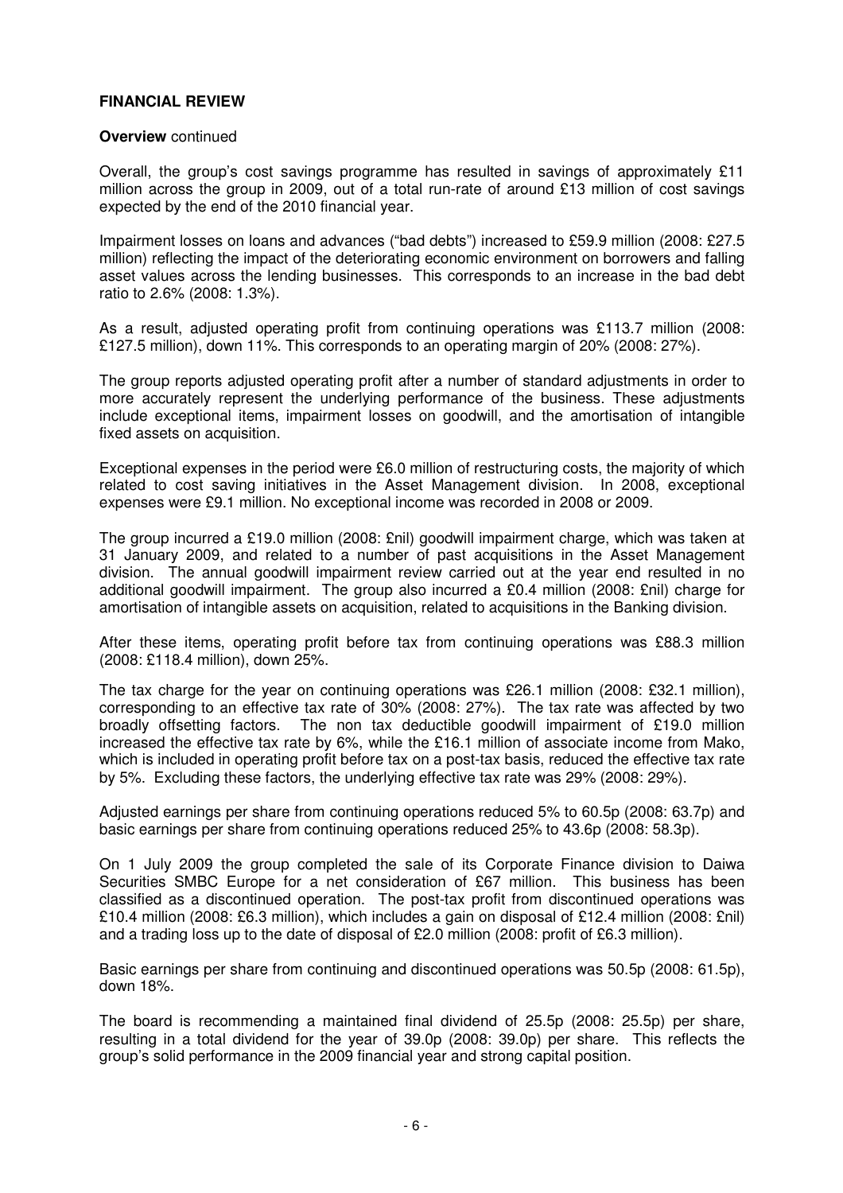## FINANCIAL REVIEW

**Overview** continued

Overall, the group's cost savings programme has resulted in savings of approximately £11 million across the group in 2009, out of a total run-rate of around £13 million of cost savings expected by the end of the 2010 financial year.

Impairment losses on loans and advances ("bad debts") increased to £59.9 million (2008: £27.5 million) reflecting the impact of the deteriorating economic environment on borrowers and falling asset values across the lending businesses. This corresponds to an increase in the bad debt ratio to 2.6% (2008: 1.3%).

As a result, adjusted operating profit from continuing operations was £113.7 million (2008: £127.5 million), down 11%. This corresponds to an operating margin of 20% (2008: 27%).

The group reports adjusted operating profit after a number of standard adjustments in order to more accurately represent the underlying performance of the business. These adjustments include exceptional items, impairment losses on goodwill, and the amortisation of intangible fixed assets on acquisition.

Exceptional expenses in the period were £6.0 million of restructuring costs, the majority of which related to cost saving initiatives in the Asset Management division. In 2008, exceptional expenses were £9.1 million. No exceptional income was recorded in 2008 or 2009.

The group incurred a £19.0 million (2008: £nil) goodwill impairment charge, which was taken at 31 January 2009, and related to a number of past acquisitions in the Asset Management division. The annual goodwill impairment review carried out at the year end resulted in no additional goodwill impairment. The group also incurred a £0.4 million (2008: £nil) charge for amortisation of intangible assets on acquisition, related to acquisitions in the Banking division.

After these items, operating profit before tax from continuing operations was £88.3 million (2008: £118.4 million), down 25%.

The tax charge for the year on continuing operations was £26.1 million (2008: £32.1 million), corresponding to an effective tax rate of 30% (2008: 27%). The tax rate was affected by two broadly offsetting factors. The non tax deductible goodwill impairment of £19.0 million increased the effective tax rate by 6%, while the £16.1 million of associate income from Mako, which is included in operating profit before tax on a post-tax basis, reduced the effective tax rate by 5%. Excluding these factors, the underlying effective tax rate was 29% (2008: 29%).

Adjusted earnings per share from continuing operations reduced 5% to 60.5p (2008: 63.7p) and basic earnings per share from continuing operations reduced 25% to 43.6p (2008: 58.3p).

On 1 July 2009 the group completed the sale of its Corporate Finance division to Daiwa Securities SMBC Europe for a net consideration of £67 million. This business has been classified as a discontinued operation. The post-tax profit from discontinued operations was £10.4 million (2008: £6.3 million), which includes a gain on disposal of £12.4 million (2008: £nil) and a trading loss up to the date of disposal of £2.0 million (2008: profit of £6.3 million).

Basic earnings per share from continuing and discontinued operations was 50.5p (2008: 61.5p), down 18%.

The board is recommending a maintained final dividend of 25.5p (2008: 25.5p) per share, resulting in a total dividend for the year of 39.0p (2008: 39.0p) per share. This reflects the group's solid performance in the 2009 financial year and strong capital position.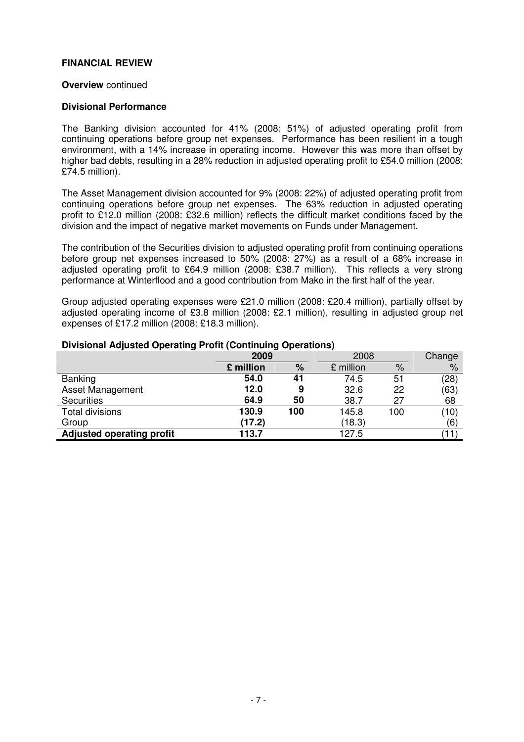**FINANCIAL REVIEW**

**Overview** continued

**Divisional Performance**

The Banking division accounted for 41% (2008: 51%) of adjusted operating profit from continuing operations before group net expenses. Performance has been resilient in a tough environment, with a 14% increase in operating income. However this was more than offset by higher bad debts, resulting in a 28% reduction in adjusted operating profit to £54.0 million (2008: £74.5 million).

The Asset Management division accounted for 9% (2008: 22%) of adjusted operating profit from continuing operations before group net expenses. The 63% reduction in adjusted operating profit to £12.0 million (2008: £32.6 million) reflects the difficult market conditions faced by the division and the impact of negative market movements on Funds under Management.

The contribution of the Securities division to adjusted operating profit from continuing operations before group net expenses increased to 50% (2008: 27%) as a result of a 68% increase in adjusted operating profit to £64.9 million (2008: £38.7 million). This reflects a very strong performance at Winterflood and a good contribution from Mako in the first half of the year.

Group adjusted operating expenses were £21.0 million (2008: £20.4 million), partially offset by adjusted operating income of £3.8 million (2008: £2.1 million), resulting in adjusted group net expenses of £17.2 million (2008: £18.3 million).

**Divisional Adjusted Operating Profit (Continuing Operations)**

| | **2009** | | 2008 | | Change |
|---|---|---|---|---|---|
| | **£ million** | **%** | £ million | % | % |
| Banking | **54.0** | **41** | 74.5 | 51 | (28) |
| Asset Management | **12.0** | **9** | 32.6 | 22 | (63) |
| Securities | **64.9** | **50** | 38.7 | 27 | 68 |
| Total divisions | **130.9** | **100** | 145.8 | 100 | (10) |
| Group | **(17.2)** | | (18.3) | | (6) |
| **Adjusted operating profit** | **113.7** | | 127.5 | | (11) |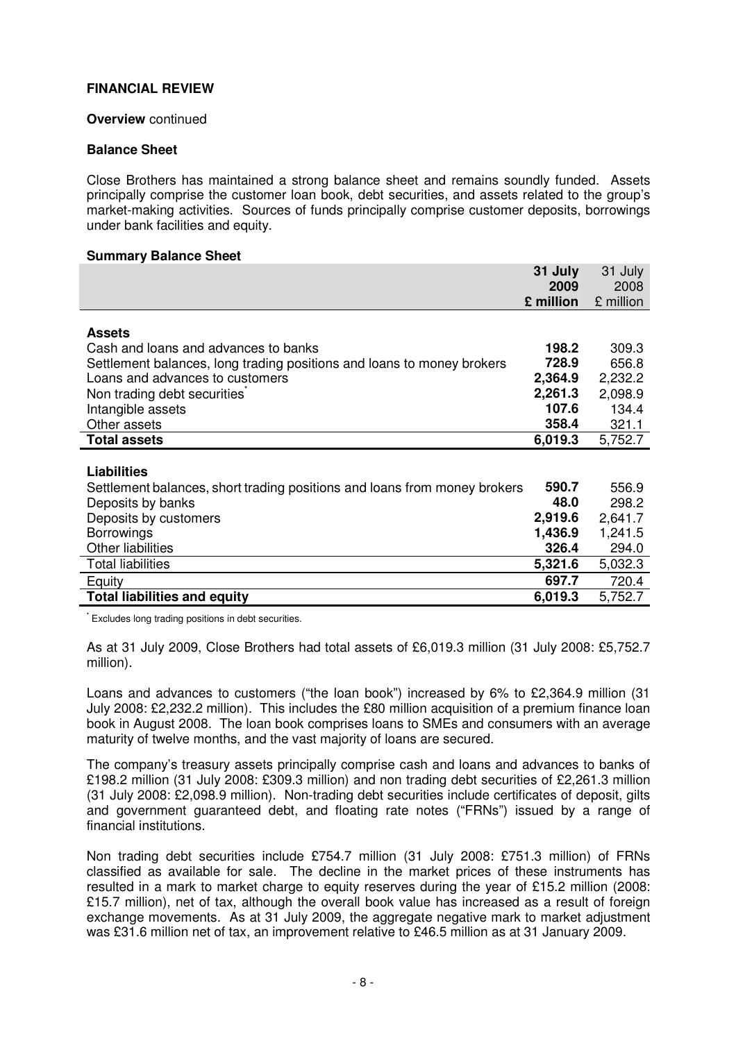## FINANCIAL REVIEW

**Overview** continued

**Balance Sheet**

Close Brothers has maintained a strong balance sheet and remains soundly funded. Assets principally comprise the customer loan book, debt securities, and assets related to the group's market-making activities. Sources of funds principally comprise customer deposits, borrowings under bank facilities and equity.

**Summary Balance Sheet**

| | **31 July 2009 £ million** | 31 July 2008 £ million |
|---|---|---|
| **Assets** | | |
| Cash and loans and advances to banks | **198.2** | 309.3 |
| Settlement balances, long trading positions and loans to money brokers | **728.9** | 656.8 |
| Loans and advances to customers | **2,364.9** | 2,232.2 |
| Non trading debt securities* | **2,261.3** | 2,098.9 |
| Intangible assets | **107.6** | 134.4 |
| Other assets | **358.4** | 321.1 |
| **Total assets** | **6,019.3** | 5,752.7 |
| **Liabilities** | | |
| Settlement balances, short trading positions and loans from money brokers | **590.7** | 556.9 |
| Deposits by banks | **48.0** | 298.2 |
| Deposits by customers | **2,919.6** | 2,641.7 |
| Borrowings | **1,436.9** | 1,241.5 |
| Other liabilities | **326.4** | 294.0 |
| Total liabilities | **5,321.6** | 5,032.3 |
| Equity | **697.7** | 720.4 |
| **Total liabilities and equity** | **6,019.3** | 5,752.7 |

* Excludes long trading positions in debt securities.

As at 31 July 2009, Close Brothers had total assets of £6,019.3 million (31 July 2008: £5,752.7 million).

Loans and advances to customers ("the loan book") increased by 6% to £2,364.9 million (31 July 2008: £2,232.2 million). This includes the £80 million acquisition of a premium finance loan book in August 2008. The loan book comprises loans to SMEs and consumers with an average maturity of twelve months, and the vast majority of loans are secured.

The company's treasury assets principally comprise cash and loans and advances to banks of £198.2 million (31 July 2008: £309.3 million) and non trading debt securities of £2,261.3 million (31 July 2008: £2,098.9 million). Non-trading debt securities include certificates of deposit, gilts and government guaranteed debt, and floating rate notes ("FRNs") issued by a range of financial institutions.

Non trading debt securities include £754.7 million (31 July 2008: £751.3 million) of FRNs classified as available for sale. The decline in the market prices of these instruments has resulted in a mark to market charge to equity reserves during the year of £15.2 million (2008: £15.7 million), net of tax, although the overall book value has increased as a result of foreign exchange movements. As at 31 July 2009, the aggregate negative mark to market adjustment was £31.6 million net of tax, an improvement relative to £46.5 million as at 31 January 2009.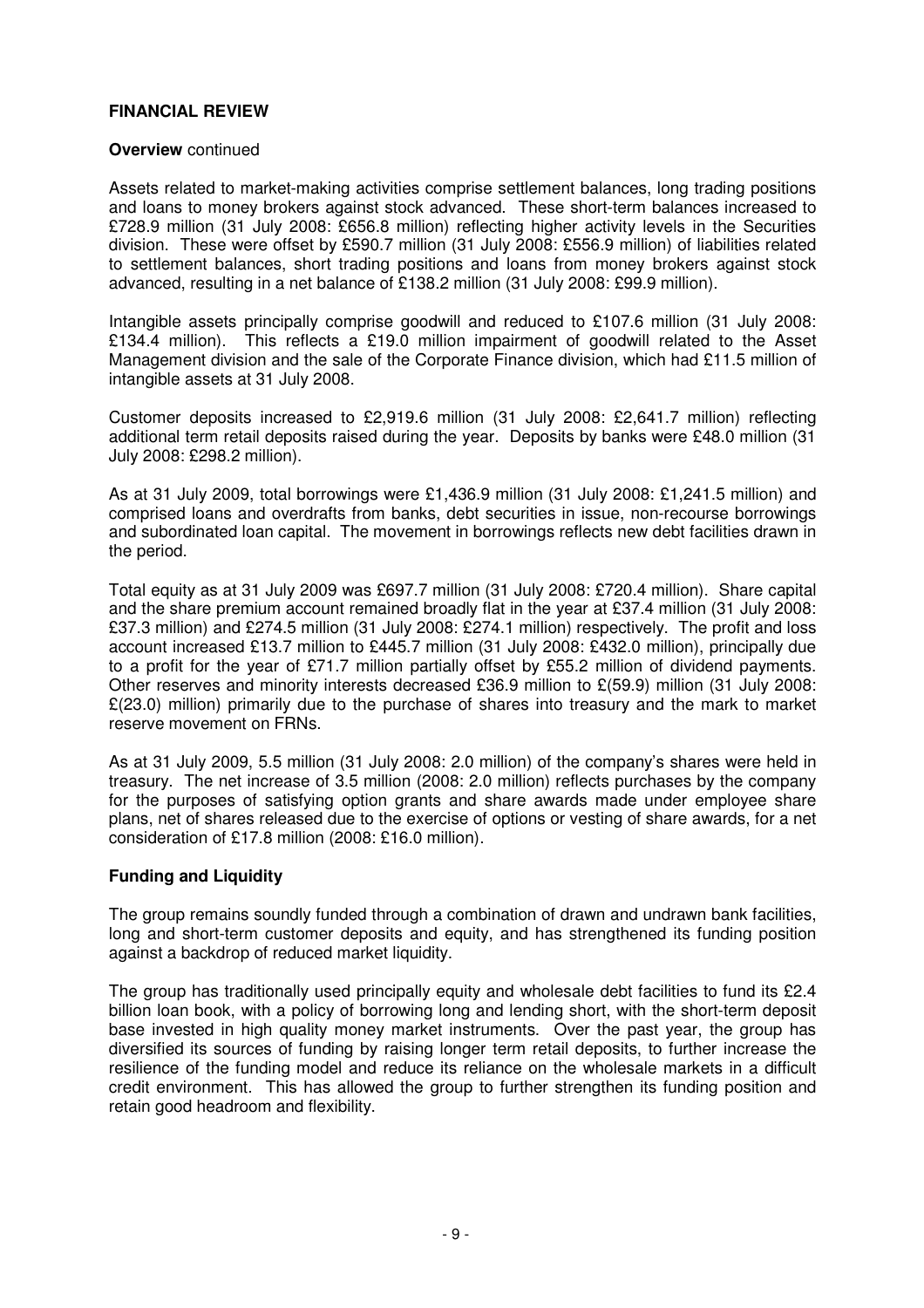## FINANCIAL REVIEW

**Overview** continued

Assets related to market-making activities comprise settlement balances, long trading positions and loans to money brokers against stock advanced. These short-term balances increased to £728.9 million (31 July 2008: £656.8 million) reflecting higher activity levels in the Securities division. These were offset by £590.7 million (31 July 2008: £556.9 million) of liabilities related to settlement balances, short trading positions and loans from money brokers against stock advanced, resulting in a net balance of £138.2 million (31 July 2008: £99.9 million).

Intangible assets principally comprise goodwill and reduced to £107.6 million (31 July 2008: £134.4 million). This reflects a £19.0 million impairment of goodwill related to the Asset Management division and the sale of the Corporate Finance division, which had £11.5 million of intangible assets at 31 July 2008.

Customer deposits increased to £2,919.6 million (31 July 2008: £2,641.7 million) reflecting additional term retail deposits raised during the year. Deposits by banks were £48.0 million (31 July 2008: £298.2 million).

As at 31 July 2009, total borrowings were £1,436.9 million (31 July 2008: £1,241.5 million) and comprised loans and overdrafts from banks, debt securities in issue, non-recourse borrowings and subordinated loan capital. The movement in borrowings reflects new debt facilities drawn in the period.

Total equity as at 31 July 2009 was £697.7 million (31 July 2008: £720.4 million). Share capital and the share premium account remained broadly flat in the year at £37.4 million (31 July 2008: £37.3 million) and £274.5 million (31 July 2008: £274.1 million) respectively. The profit and loss account increased £13.7 million to £445.7 million (31 July 2008: £432.0 million), principally due to a profit for the year of £71.7 million partially offset by £55.2 million of dividend payments. Other reserves and minority interests decreased £36.9 million to £(59.9) million (31 July 2008: £(23.0) million) primarily due to the purchase of shares into treasury and the mark to market reserve movement on FRNs.

As at 31 July 2009, 5.5 million (31 July 2008: 2.0 million) of the company's shares were held in treasury. The net increase of 3.5 million (2008: 2.0 million) reflects purchases by the company for the purposes of satisfying option grants and share awards made under employee share plans, net of shares released due to the exercise of options or vesting of share awards, for a net consideration of £17.8 million (2008: £16.0 million).

### Funding and Liquidity

The group remains soundly funded through a combination of drawn and undrawn bank facilities, long and short-term customer deposits and equity, and has strengthened its funding position against a backdrop of reduced market liquidity.

The group has traditionally used principally equity and wholesale debt facilities to fund its £2.4 billion loan book, with a policy of borrowing long and lending short, with the short-term deposit base invested in high quality money market instruments. Over the past year, the group has diversified its sources of funding by raising longer term retail deposits, to further increase the resilience of the funding model and reduce its reliance on the wholesale markets in a difficult credit environment. This has allowed the group to further strengthen its funding position and retain good headroom and flexibility.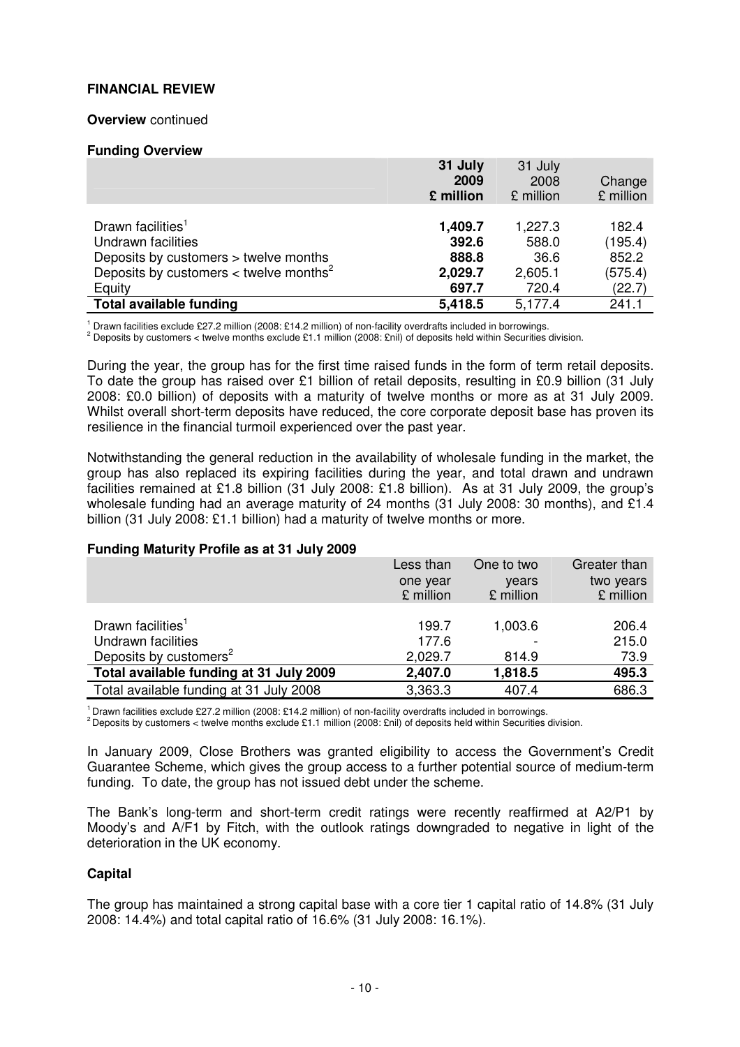**FINANCIAL REVIEW**

**Overview** continued

**Funding Overview**

| | 31 July 2009 £ million | 31 July 2008 £ million | Change £ million |
|---|---|---|---|
| Drawn facilities[1] | **1,409.7** | 1,227.3 | 182.4 |
| Undrawn facilities | **392.6** | 588.0 | (195.4) |
| Deposits by customers > twelve months | **888.8** | 36.6 | 852.2 |
| Deposits by customers < twelve months[2] | **2,029.7** | 2,605.1 | (575.4) |
| Equity | **697.7** | 720.4 | (22.7) |
| **Total available funding** | **5,418.5** | 5,177.4 | 241.1 |

[1] Drawn facilities exclude £27.2 million (2008: £14.2 million) of non-facility overdrafts included in borrowings.
[2] Deposits by customers < twelve months exclude £1.1 million (2008: £nil) of deposits held within Securities division.

During the year, the group has for the first time raised funds in the form of term retail deposits. To date the group has raised over £1 billion of retail deposits, resulting in £0.9 billion (31 July 2008: £0.0 billion) of deposits with a maturity of twelve months or more as at 31 July 2009. Whilst overall short-term deposits have reduced, the core corporate deposit base has proven its resilience in the financial turmoil experienced over the past year.

Notwithstanding the general reduction in the availability of wholesale funding in the market, the group has also replaced its expiring facilities during the year, and total drawn and undrawn facilities remained at £1.8 billion (31 July 2008: £1.8 billion). As at 31 July 2009, the group's wholesale funding had an average maturity of 24 months (31 July 2008: 30 months), and £1.4 billion (31 July 2008: £1.1 billion) had a maturity of twelve months or more.

**Funding Maturity Profile as at 31 July 2009**

| | Less than one year £ million | One to two years £ million | Greater than two years £ million |
|---|---|---|---|
| Drawn facilities[1] | 199.7 | 1,003.6 | 206.4 |
| Undrawn facilities | 177.6 | - | 215.0 |
| Deposits by customers[2] | 2,029.7 | 814.9 | 73.9 |
| **Total available funding at 31 July 2009** | **2,407.0** | **1,818.5** | **495.3** |
| Total available funding at 31 July 2008 | 3,363.3 | 407.4 | 686.3 |

[1] Drawn facilities exclude £27.2 million (2008: £14.2 million) of non-facility overdrafts included in borrowings.
[2] Deposits by customers < twelve months exclude £1.1 million (2008: £nil) of deposits held within Securities division.

In January 2009, Close Brothers was granted eligibility to access the Government's Credit Guarantee Scheme, which gives the group access to a further potential source of medium-term funding. To date, the group has not issued debt under the scheme.

The Bank's long-term and short-term credit ratings were recently reaffirmed at A2/P1 by Moody's and A/F1 by Fitch, with the outlook ratings downgraded to negative in light of the deterioration in the UK economy.

**Capital**

The group has maintained a strong capital base with a core tier 1 capital ratio of 14.8% (31 July 2008: 14.4%) and total capital ratio of 16.6% (31 July 2008: 16.1%).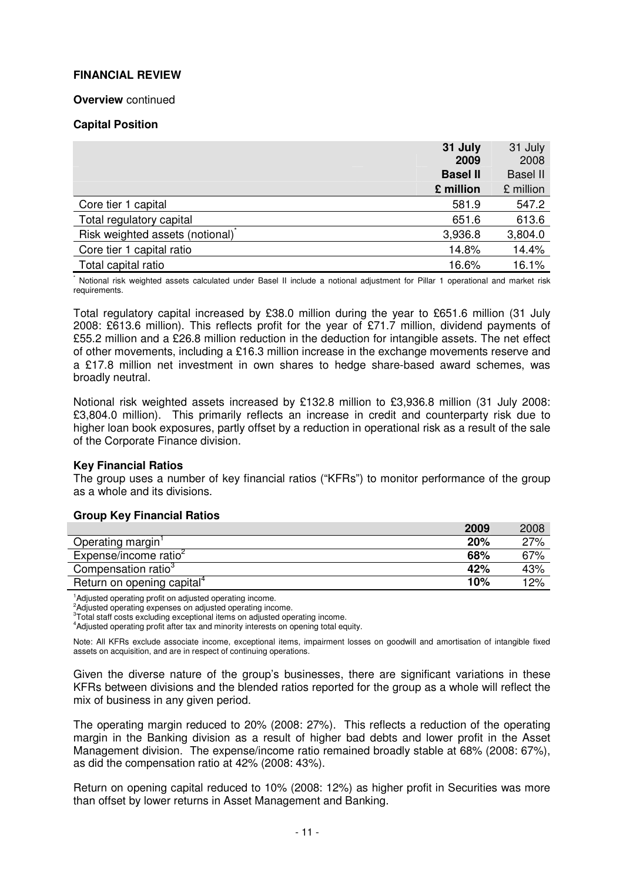**FINANCIAL REVIEW**

**Overview** continued

**Capital Position**

| | **31 July 2009 Basel II £ million** | 31 July 2008 Basel II £ million |
|---|---|---|
| Core tier 1 capital | 581.9 | 547.2 |
| Total regulatory capital | 651.6 | 613.6 |
| Risk weighted assets (notional)* | 3,936.8 | 3,804.0 |
| Core tier 1 capital ratio | 14.8% | 14.4% |
| Total capital ratio | 16.6% | 16.1% |

* Notional risk weighted assets calculated under Basel II include a notional adjustment for Pillar 1 operational and market risk requirements.

Total regulatory capital increased by £38.0 million during the year to £651.6 million (31 July 2008: £613.6 million). This reflects profit for the year of £71.7 million, dividend payments of £55.2 million and a £26.8 million reduction in the deduction for intangible assets. The net effect of other movements, including a £16.3 million increase in the exchange movements reserve and a £17.8 million net investment in own shares to hedge share-based award schemes, was broadly neutral.

Notional risk weighted assets increased by £132.8 million to £3,936.8 million (31 July 2008: £3,804.0 million). This primarily reflects an increase in credit and counterparty risk due to higher loan book exposures, partly offset by a reduction in operational risk as a result of the sale of the Corporate Finance division.

**Key Financial Ratios**

The group uses a number of key financial ratios ("KFRs") to monitor performance of the group as a whole and its divisions.

**Group Key Financial Ratios**

| | **2009** | 2008 |
|---|---|---|
| Operating margin[1] | **20%** | 27% |
| Expense/income ratio[2] | **68%** | 67% |
| Compensation ratio[3] | **42%** | 43% |
| Return on opening capital[4] | **10%** | 12% |

[1]Adjusted operating profit on adjusted operating income.
[2]Adjusted operating expenses on adjusted operating income.
[3]Total staff costs excluding exceptional items on adjusted operating income.
[4]Adjusted operating profit after tax and minority interests on opening total equity.

Note: All KFRs exclude associate income, exceptional items, impairment losses on goodwill and amortisation of intangible fixed assets on acquisition, and are in respect of continuing operations.

Given the diverse nature of the group's businesses, there are significant variations in these KFRs between divisions and the blended ratios reported for the group as a whole will reflect the mix of business in any given period.

The operating margin reduced to 20% (2008: 27%). This reflects a reduction of the operating margin in the Banking division as a result of higher bad debts and lower profit in the Asset Management division. The expense/income ratio remained broadly stable at 68% (2008: 67%), as did the compensation ratio at 42% (2008: 43%).

Return on opening capital reduced to 10% (2008: 12%) as higher profit in Securities was more than offset by lower returns in Asset Management and Banking.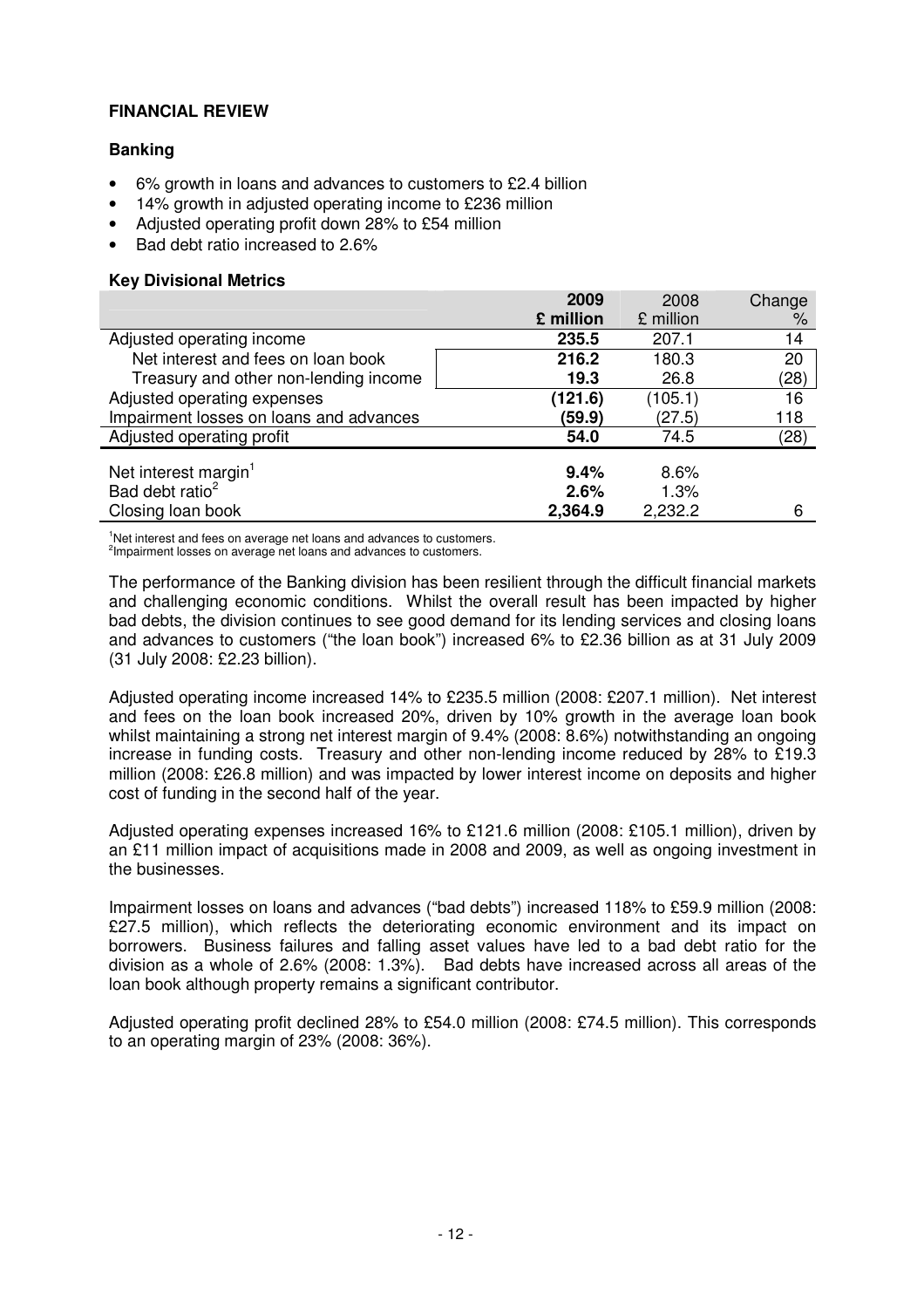## FINANCIAL REVIEW

### Banking

- 6% growth in loans and advances to customers to £2.4 billion
- 14% growth in adjusted operating income to £236 million
- Adjusted operating profit down 28% to £54 million
- Bad debt ratio increased to 2.6%

### Key Divisional Metrics

| | **2009 £ million** | 2008 £ million | Change % |
|---|---|---|---|
| Adjusted operating income | **235.5** | 207.1 | 14 |
| Net interest and fees on loan book | **216.2** | 180.3 | 20 |
| Treasury and other non-lending income | **19.3** | 26.8 | (28) |
| Adjusted operating expenses | **(121.6)** | (105.1) | 16 |
| Impairment losses on loans and advances | **(59.9)** | (27.5) | 118 |
| Adjusted operating profit | **54.0** | 74.5 | (28) |
| Net interest margin[1] | **9.4%** | 8.6% | |
| Bad debt ratio[2] | **2.6%** | 1.3% | |
| Closing loan book | **2,364.9** | 2,232.2 | 6 |

[1]Net interest and fees on average net loans and advances to customers.
[2]Impairment losses on average net loans and advances to customers.

The performance of the Banking division has been resilient through the difficult financial markets and challenging economic conditions. Whilst the overall result has been impacted by higher bad debts, the division continues to see good demand for its lending services and closing loans and advances to customers ("the loan book") increased 6% to £2.36 billion as at 31 July 2009 (31 July 2008: £2.23 billion).

Adjusted operating income increased 14% to £235.5 million (2008: £207.1 million). Net interest and fees on the loan book increased 20%, driven by 10% growth in the average loan book whilst maintaining a strong net interest margin of 9.4% (2008: 8.6%) notwithstanding an ongoing increase in funding costs. Treasury and other non-lending income reduced by 28% to £19.3 million (2008: £26.8 million) and was impacted by lower interest income on deposits and higher cost of funding in the second half of the year.

Adjusted operating expenses increased 16% to £121.6 million (2008: £105.1 million), driven by an £11 million impact of acquisitions made in 2008 and 2009, as well as ongoing investment in the businesses.

Impairment losses on loans and advances ("bad debts") increased 118% to £59.9 million (2008: £27.5 million), which reflects the deteriorating economic environment and its impact on borrowers. Business failures and falling asset values have led to a bad debt ratio for the division as a whole of 2.6% (2008: 1.3%). Bad debts have increased across all areas of the loan book although property remains a significant contributor.

Adjusted operating profit declined 28% to £54.0 million (2008: £74.5 million). This corresponds to an operating margin of 23% (2008: 36%).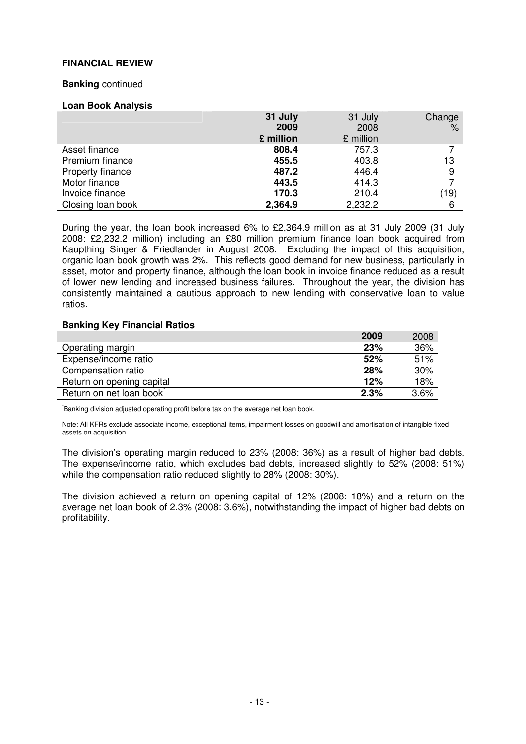**FINANCIAL REVIEW**

**Banking** continued

**Loan Book Analysis**

| | **31 July 2009 £ million** | 31 July 2008 £ million | Change % |
|---|---|---|---|
| Asset finance | **808.4** | 757.3 | 7 |
| Premium finance | **455.5** | 403.8 | 13 |
| Property finance | **487.2** | 446.4 | 9 |
| Motor finance | **443.5** | 414.3 | 7 |
| Invoice finance | **170.3** | 210.4 | (19) |
| Closing loan book | **2,364.9** | 2,232.2 | 6 |

During the year, the loan book increased 6% to £2,364.9 million as at 31 July 2009 (31 July 2008: £2,232.2 million) including an £80 million premium finance loan book acquired from Kaupthing Singer & Friedlander in August 2008. Excluding the impact of this acquisition, organic loan book growth was 2%. This reflects good demand for new business, particularly in asset, motor and property finance, although the loan book in invoice finance reduced as a result of lower new lending and increased business failures. Throughout the year, the division has consistently maintained a cautious approach to new lending with conservative loan to value ratios.

**Banking Key Financial Ratios**

| | **2009** | 2008 |
|---|---|---|
| Operating margin | **23%** | 36% |
| Expense/income ratio | **52%** | 51% |
| Compensation ratio | **28%** | 30% |
| Return on opening capital | **12%** | 18% |
| Return on net loan book* | **2.3%** | 3.6% |

*Banking division adjusted operating profit before tax on the average net loan book.

Note: All KFRs exclude associate income, exceptional items, impairment losses on goodwill and amortisation of intangible fixed assets on acquisition.

The division's operating margin reduced to 23% (2008: 36%) as a result of higher bad debts. The expense/income ratio, which excludes bad debts, increased slightly to 52% (2008: 51%) while the compensation ratio reduced slightly to 28% (2008: 30%).

The division achieved a return on opening capital of 12% (2008: 18%) and a return on the average net loan book of 2.3% (2008: 3.6%), notwithstanding the impact of higher bad debts on profitability.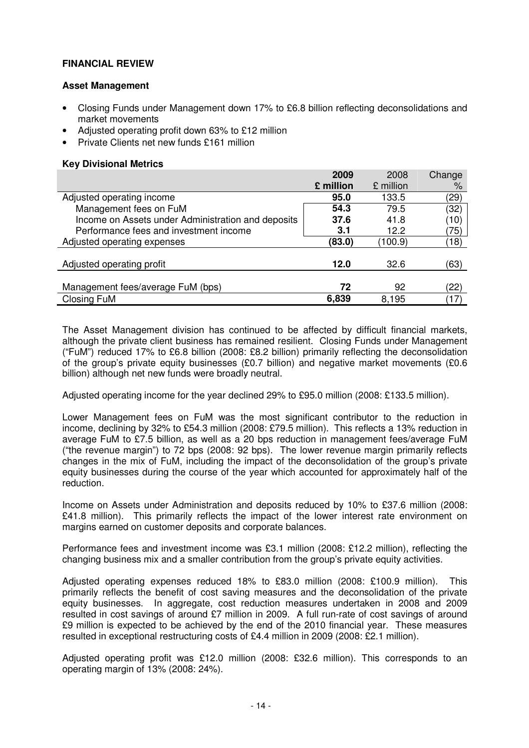**FINANCIAL REVIEW**

**Asset Management**

- Closing Funds under Management down 17% to £6.8 billion reflecting deconsolidations and market movements
- Adjusted operating profit down 63% to £12 million
- Private Clients net new funds £161 million

**Key Divisional Metrics**

| | **2009 £ million** | 2008 £ million | Change % |
|---|---|---|---|
| Adjusted operating income | **95.0** | 133.5 | (29) |
| Management fees on FuM | **54.3** | 79.5 | (32) |
| Income on Assets under Administration and deposits | **37.6** | 41.8 | (10) |
| Performance fees and investment income | **3.1** | 12.2 | (75) |
| Adjusted operating expenses | **(83.0)** | (100.9) | (18) |
| Adjusted operating profit | **12.0** | 32.6 | (63) |
| Management fees/average FuM (bps) | **72** | 92 | (22) |
| Closing FuM | **6,839** | 8,195 | (17) |

The Asset Management division has continued to be affected by difficult financial markets, although the private client business has remained resilient. Closing Funds under Management ("FuM") reduced 17% to £6.8 billion (2008: £8.2 billion) primarily reflecting the deconsolidation of the group's private equity businesses (£0.7 billion) and negative market movements (£0.6 billion) although net new funds were broadly neutral.

Adjusted operating income for the year declined 29% to £95.0 million (2008: £133.5 million).

Lower Management fees on FuM was the most significant contributor to the reduction in income, declining by 32% to £54.3 million (2008: £79.5 million). This reflects a 13% reduction in average FuM to £7.5 billion, as well as a 20 bps reduction in management fees/average FuM ("the revenue margin") to 72 bps (2008: 92 bps). The lower revenue margin primarily reflects changes in the mix of FuM, including the impact of the deconsolidation of the group's private equity businesses during the course of the year which accounted for approximately half of the reduction.

Income on Assets under Administration and deposits reduced by 10% to £37.6 million (2008: £41.8 million). This primarily reflects the impact of the lower interest rate environment on margins earned on customer deposits and corporate balances.

Performance fees and investment income was £3.1 million (2008: £12.2 million), reflecting the changing business mix and a smaller contribution from the group's private equity activities.

Adjusted operating expenses reduced 18% to £83.0 million (2008: £100.9 million). This primarily reflects the benefit of cost saving measures and the deconsolidation of the private equity businesses. In aggregate, cost reduction measures undertaken in 2008 and 2009 resulted in cost savings of around £7 million in 2009. A full run-rate of cost savings of around £9 million is expected to be achieved by the end of the 2010 financial year. These measures resulted in exceptional restructuring costs of £4.4 million in 2009 (2008: £2.1 million).

Adjusted operating profit was £12.0 million (2008: £32.6 million). This corresponds to an operating margin of 13% (2008: 24%).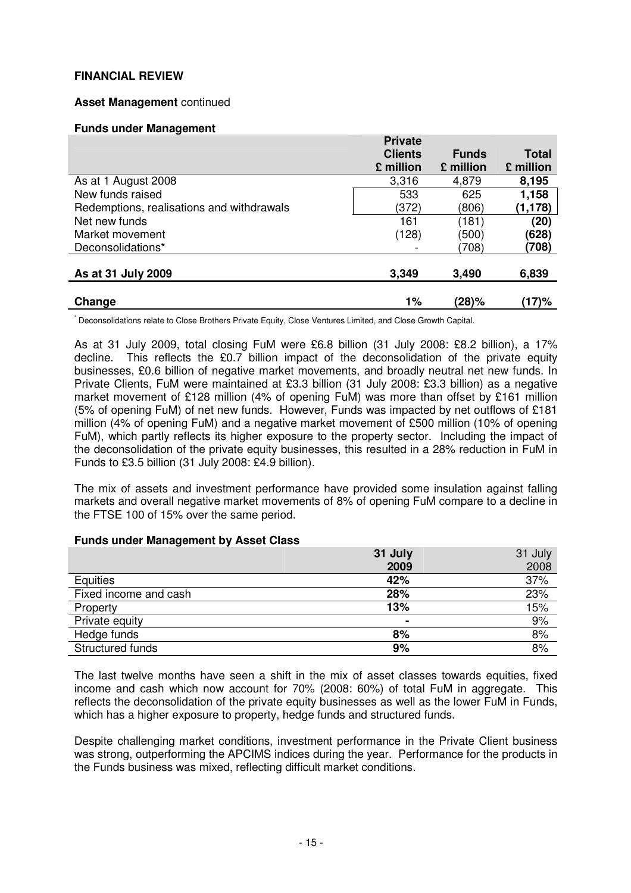**FINANCIAL REVIEW**

**Asset Management** continued

**Funds under Management**

| | Private Clients £ million | Funds £ million | Total £ million |
|---|---|---|---|
| As at 1 August 2008 | 3,316 | 4,879 | **8,195** |
| New funds raised | 533 | 625 | **1,158** |
| Redemptions, realisations and withdrawals | (372) | (806) | **(1,178)** |
| Net new funds | 161 | (181) | **(20)** |
| Market movement | (128) | (500) | **(628)** |
| Deconsolidations* | - | (708) | **(708)** |
| **As at 31 July 2009** | **3,349** | **3,490** | **6,839** |
| **Change** | **1%** | **(28)%** | **(17)%** |

* Deconsolidations relate to Close Brothers Private Equity, Close Ventures Limited, and Close Growth Capital.

As at 31 July 2009, total closing FuM were £6.8 billion (31 July 2008: £8.2 billion), a 17% decline. This reflects the £0.7 billion impact of the deconsolidation of the private equity businesses, £0.6 billion of negative market movements, and broadly neutral net new funds. In Private Clients, FuM were maintained at £3.3 billion (31 July 2008: £3.3 billion) as a negative market movement of £128 million (4% of opening FuM) was more than offset by £161 million (5% of opening FuM) of net new funds. However, Funds was impacted by net outflows of £181 million (4% of opening FuM) and a negative market movement of £500 million (10% of opening FuM), which partly reflects its higher exposure to the property sector. Including the impact of the deconsolidation of the private equity businesses, this resulted in a 28% reduction in FuM in Funds to £3.5 billion (31 July 2008: £4.9 billion).

The mix of assets and investment performance have provided some insulation against falling markets and overall negative market movements of 8% of opening FuM compare to a decline in the FTSE 100 of 15% over the same period.

**Funds under Management by Asset Class**

| | 31 July 2009 | 31 July 2008 |
|---|---|---|
| Equities | **42%** | 37% |
| Fixed income and cash | **28%** | 23% |
| Property | **13%** | 15% |
| Private equity | **-** | 9% |
| Hedge funds | **8%** | 8% |
| Structured funds | **9%** | 8% |

The last twelve months have seen a shift in the mix of asset classes towards equities, fixed income and cash which now account for 70% (2008: 60%) of total FuM in aggregate. This reflects the deconsolidation of the private equity businesses as well as the lower FuM in Funds, which has a higher exposure to property, hedge funds and structured funds.

Despite challenging market conditions, investment performance in the Private Client business was strong, outperforming the APCIMS indices during the year. Performance for the products in the Funds business was mixed, reflecting difficult market conditions.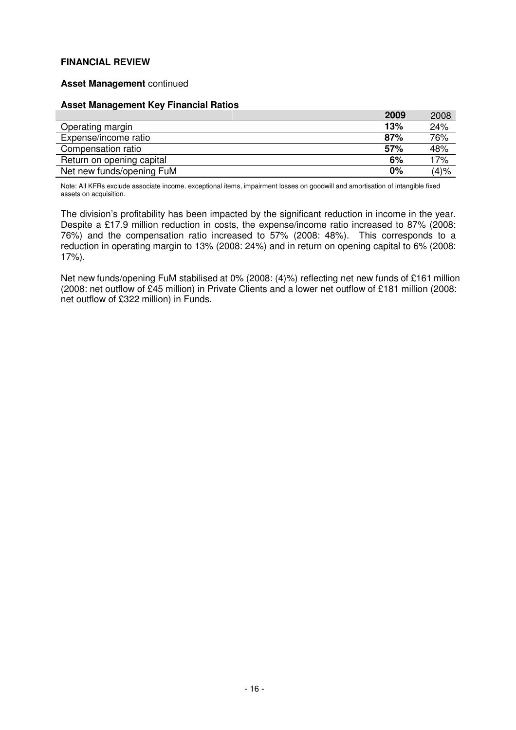**FINANCIAL REVIEW**

**Asset Management** continued

**Asset Management Key Financial Ratios**

| | **2009** | 2008 |
|---|---|---|
| Operating margin | **13%** | 24% |
| Expense/income ratio | **87%** | 76% |
| Compensation ratio | **57%** | 48% |
| Return on opening capital | **6%** | 17% |
| Net new funds/opening FuM | **0%** | (4)% |

Note: All KFRs exclude associate income, exceptional items, impairment losses on goodwill and amortisation of intangible fixed assets on acquisition.

The division's profitability has been impacted by the significant reduction in income in the year. Despite a £17.9 million reduction in costs, the expense/income ratio increased to 87% (2008: 76%) and the compensation ratio increased to 57% (2008: 48%). This corresponds to a reduction in operating margin to 13% (2008: 24%) and in return on opening capital to 6% (2008: 17%).

Net new funds/opening FuM stabilised at 0% (2008: (4)%) reflecting net new funds of £161 million (2008: net outflow of £45 million) in Private Clients and a lower net outflow of £181 million (2008: net outflow of £322 million) in Funds.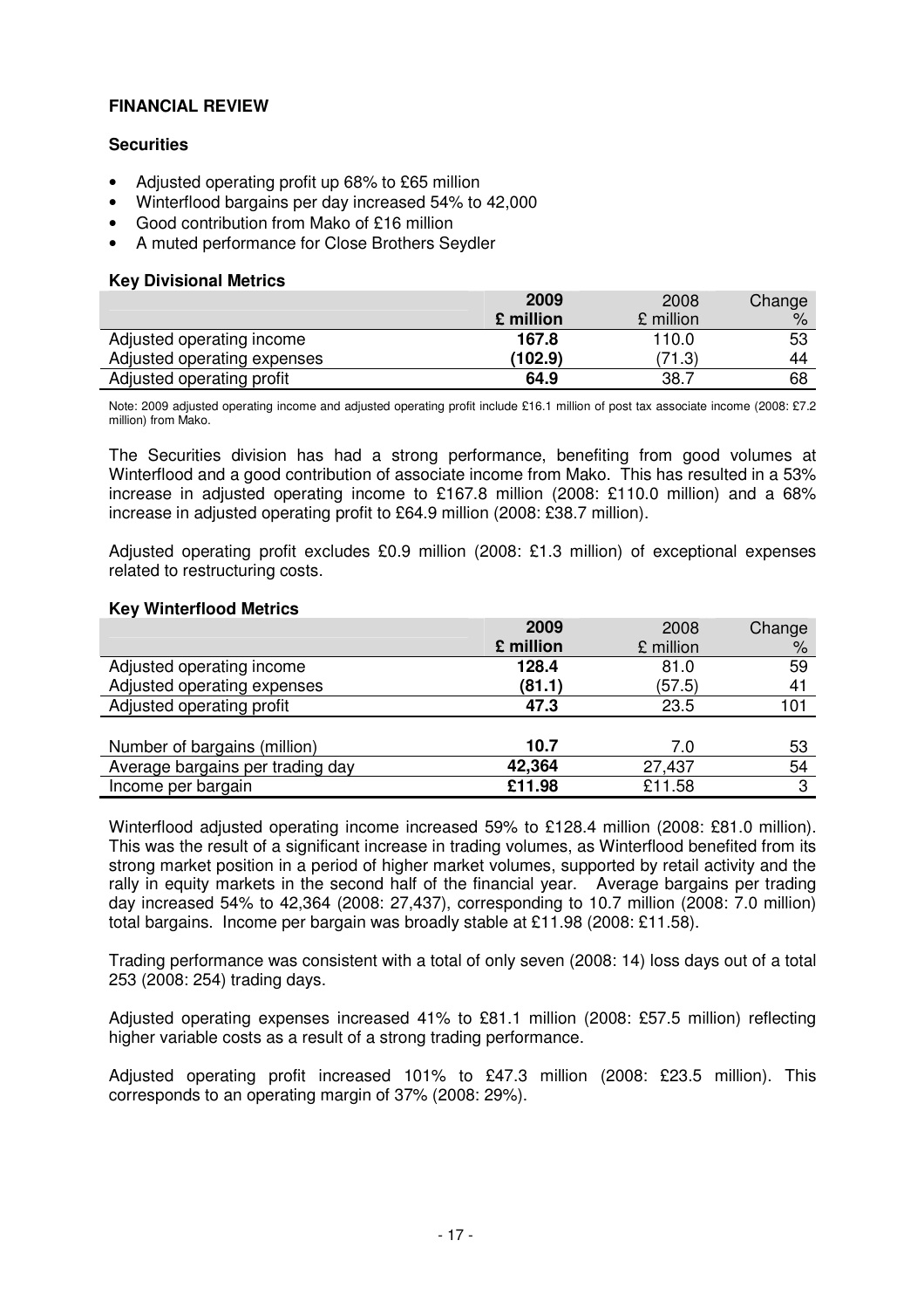## FINANCIAL REVIEW

### Securities

- Adjusted operating profit up 68% to £65 million
- Winterflood bargains per day increased 54% to 42,000
- Good contribution from Mako of £16 million
- A muted performance for Close Brothers Seydler

#### Key Divisional Metrics

| | **2009** | 2008 | Change |
|---|---|---|---|
| | **£ million** | £ million | % |
| Adjusted operating income | **167.8** | 110.0 | 53 |
| Adjusted operating expenses | **(102.9)** | (71.3) | 44 |
| Adjusted operating profit | **64.9** | 38.7 | 68 |

Note: 2009 adjusted operating income and adjusted operating profit include £16.1 million of post tax associate income (2008: £7.2 million) from Mako.

The Securities division has had a strong performance, benefiting from good volumes at Winterflood and a good contribution of associate income from Mako. This has resulted in a 53% increase in adjusted operating income to £167.8 million (2008: £110.0 million) and a 68% increase in adjusted operating profit to £64.9 million (2008: £38.7 million).

Adjusted operating profit excludes £0.9 million (2008: £1.3 million) of exceptional expenses related to restructuring costs.

#### Key Winterflood Metrics

| | **2009** | 2008 | Change |
|---|---|---|---|
| | **£ million** | £ million | % |
| Adjusted operating income | **128.4** | 81.0 | 59 |
| Adjusted operating expenses | **(81.1)** | (57.5) | 41 |
| Adjusted operating profit | **47.3** | 23.5 | 101 |
| | | | |
| Number of bargains (million) | **10.7** | 7.0 | 53 |
| Average bargains per trading day | **42,364** | 27,437 | 54 |
| Income per bargain | **£11.98** | £11.58 | 3 |

Winterflood adjusted operating income increased 59% to £128.4 million (2008: £81.0 million). This was the result of a significant increase in trading volumes, as Winterflood benefited from its strong market position in a period of higher market volumes, supported by retail activity and the rally in equity markets in the second half of the financial year. Average bargains per trading day increased 54% to 42,364 (2008: 27,437), corresponding to 10.7 million (2008: 7.0 million) total bargains. Income per bargain was broadly stable at £11.98 (2008: £11.58).

Trading performance was consistent with a total of only seven (2008: 14) loss days out of a total 253 (2008: 254) trading days.

Adjusted operating expenses increased 41% to £81.1 million (2008: £57.5 million) reflecting higher variable costs as a result of a strong trading performance.

Adjusted operating profit increased 101% to £47.3 million (2008: £23.5 million). This corresponds to an operating margin of 37% (2008: 29%).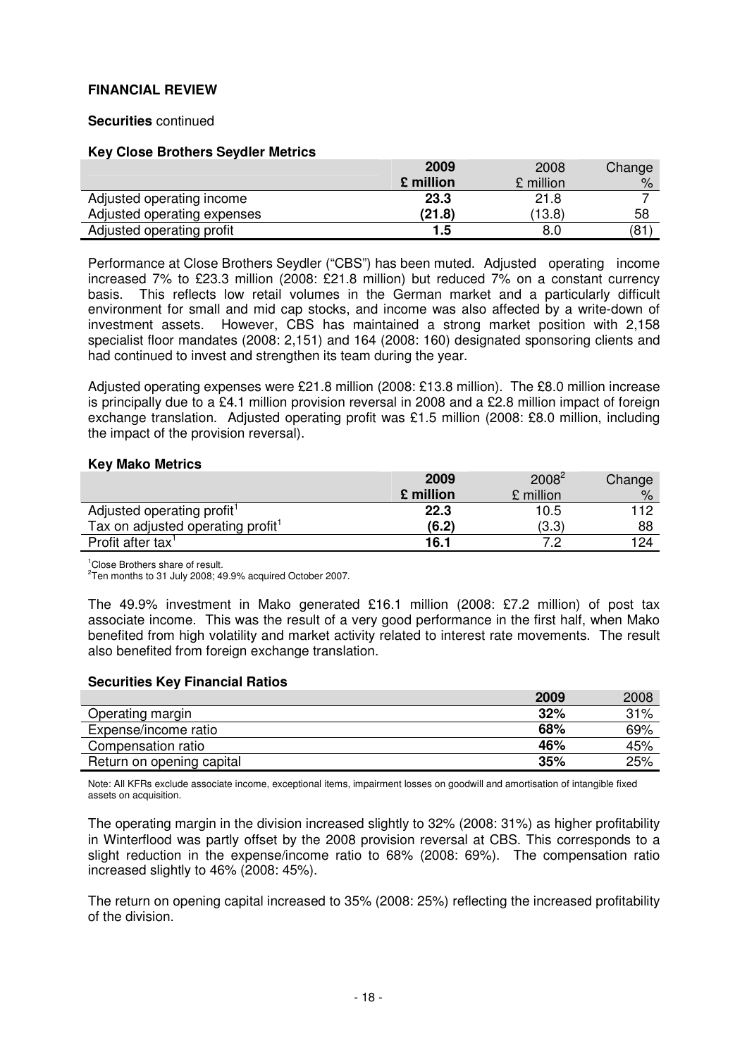## FINANCIAL REVIEW

**Securities** continued

**Key Close Brothers Seydler Metrics**

| | 2009<br>£ million | 2008<br>£ million | Change<br>% |
|---|---|---|---|
| Adjusted operating income | **23.3** | 21.8 | 7 |
| Adjusted operating expenses | **(21.8)** | (13.8) | 58 |
| Adjusted operating profit | **1.5** | 8.0 | (81) |

Performance at Close Brothers Seydler ("CBS") has been muted. Adjusted operating income increased 7% to £23.3 million (2008: £21.8 million) but reduced 7% on a constant currency basis. This reflects low retail volumes in the German market and a particularly difficult environment for small and mid cap stocks, and income was also affected by a write-down of investment assets. However, CBS has maintained a strong market position with 2,158 specialist floor mandates (2008: 2,151) and 164 (2008: 160) designated sponsoring clients and had continued to invest and strengthen its team during the year.

Adjusted operating expenses were £21.8 million (2008: £13.8 million). The £8.0 million increase is principally due to a £4.1 million provision reversal in 2008 and a £2.8 million impact of foreign exchange translation. Adjusted operating profit was £1.5 million (2008: £8.0 million, including the impact of the provision reversal).

**Key Mako Metrics**

| | 2009<br>£ million | 2008[2]<br>£ million | Change<br>% |
|---|---|---|---|
| Adjusted operating profit[1] | **22.3** | 10.5 | 112 |
| Tax on adjusted operating profit[1] | **(6.2)** | (3.3) | 88 |
| Profit after tax[1] | **16.1** | 7.2 | 124 |

[1]Close Brothers share of result.
[2]Ten months to 31 July 2008; 49.9% acquired October 2007.

The 49.9% investment in Mako generated £16.1 million (2008: £7.2 million) of post tax associate income. This was the result of a very good performance in the first half, when Mako benefited from high volatility and market activity related to interest rate movements. The result also benefited from foreign exchange translation.

**Securities Key Financial Ratios**

| | 2009 | 2008 |
|---|---|---|
| Operating margin | **32%** | 31% |
| Expense/income ratio | **68%** | 69% |
| Compensation ratio | **46%** | 45% |
| Return on opening capital | **35%** | 25% |

Note: All KFRs exclude associate income, exceptional items, impairment losses on goodwill and amortisation of intangible fixed assets on acquisition.

The operating margin in the division increased slightly to 32% (2008: 31%) as higher profitability in Winterflood was partly offset by the 2008 provision reversal at CBS. This corresponds to a slight reduction in the expense/income ratio to 68% (2008: 69%). The compensation ratio increased slightly to 46% (2008: 45%).

The return on opening capital increased to 35% (2008: 25%) reflecting the increased profitability of the division.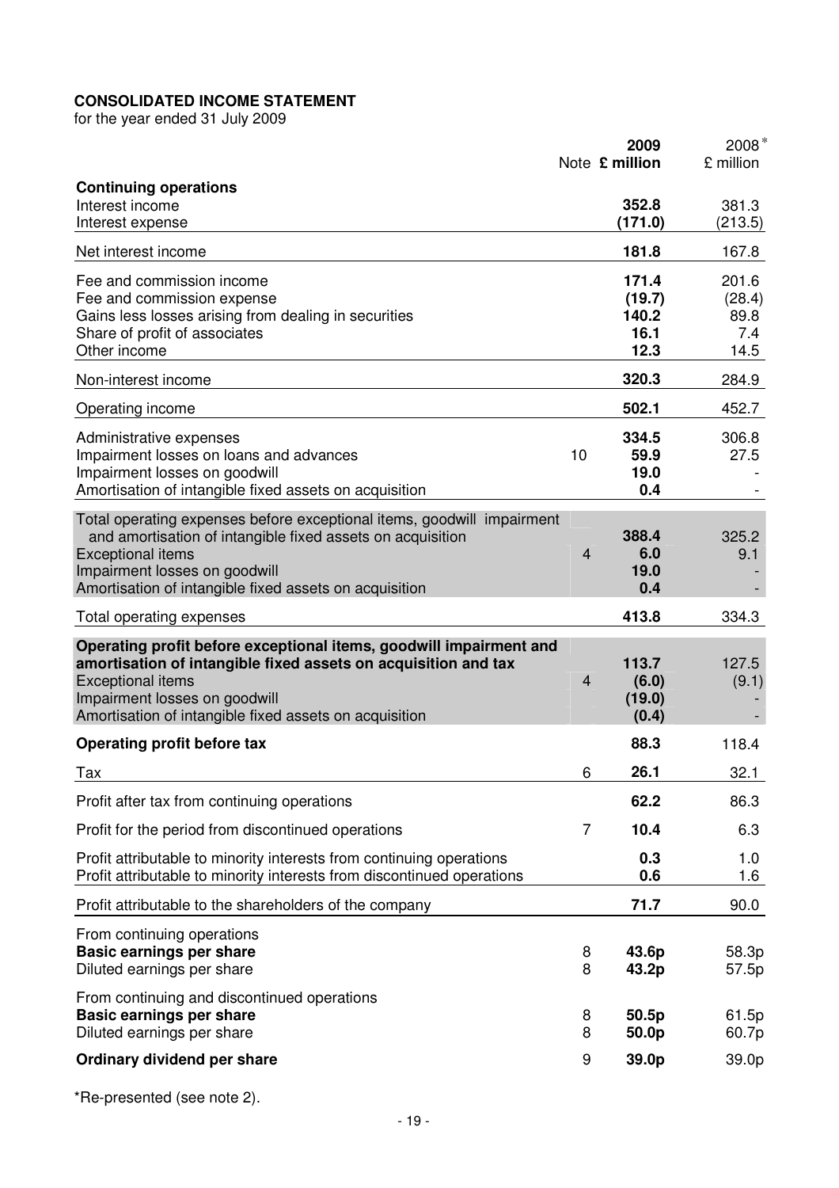**CONSOLIDATED INCOME STATEMENT**

for the year ended 31 July 2009

| | Note | **2009 £ million** | 2008* £ million |
|---|---|---|---|
| **Continuing operations** | | | |
| Interest income | | **352.8** | 381.3 |
| Interest expense | | **(171.0)** | (213.5) |
| Net interest income | | **181.8** | 167.8 |
| Fee and commission income | | **171.4** | 201.6 |
| Fee and commission expense | | **(19.7)** | (28.4) |
| Gains less losses arising from dealing in securities | | **140.2** | 89.8 |
| Share of profit of associates | | **16.1** | 7.4 |
| Other income | | **12.3** | 14.5 |
| Non-interest income | | **320.3** | 284.9 |
| Operating income | | **502.1** | 452.7 |
| Administrative expenses | | **334.5** | 306.8 |
| Impairment losses on loans and advances | 10 | **59.9** | 27.5 |
| Impairment losses on goodwill | | **19.0** | - |
| Amortisation of intangible fixed assets on acquisition | | **0.4** | - |
| Total operating expenses before exceptional items, goodwill impairment and amortisation of intangible fixed assets on acquisition | | **388.4** | 325.2 |
| Exceptional items | 4 | **6.0** | 9.1 |
| Impairment losses on goodwill | | **19.0** | - |
| Amortisation of intangible fixed assets on acquisition | | **0.4** | - |
| Total operating expenses | | **413.8** | 334.3 |
| **Operating profit before exceptional items, goodwill impairment and amortisation of intangible fixed assets on acquisition and tax** | | **113.7** | 127.5 |
| Exceptional items | 4 | **(6.0)** | (9.1) |
| Impairment losses on goodwill | | **(19.0)** | - |
| Amortisation of intangible fixed assets on acquisition | | **(0.4)** | - |
| **Operating profit before tax** | | **88.3** | 118.4 |
| Tax | 6 | **26.1** | 32.1 |
| Profit after tax from continuing operations | | **62.2** | 86.3 |
| Profit for the period from discontinued operations | 7 | **10.4** | 6.3 |
| Profit attributable to minority interests from continuing operations | | **0.3** | 1.0 |
| Profit attributable to minority interests from discontinued operations | | **0.6** | 1.6 |
| Profit attributable to the shareholders of the company | | **71.7** | 90.0 |
| From continuing operations | | | |
| **Basic earnings per share** | 8 | **43.6p** | 58.3p |
| Diluted earnings per share | 8 | **43.2p** | 57.5p |
| From continuing and discontinued operations | | | |
| **Basic earnings per share** | 8 | **50.5p** | 61.5p |
| Diluted earnings per share | 8 | **50.0p** | 60.7p |
| **Ordinary dividend per share** | 9 | **39.0p** | 39.0p |

*Re-presented (see note 2).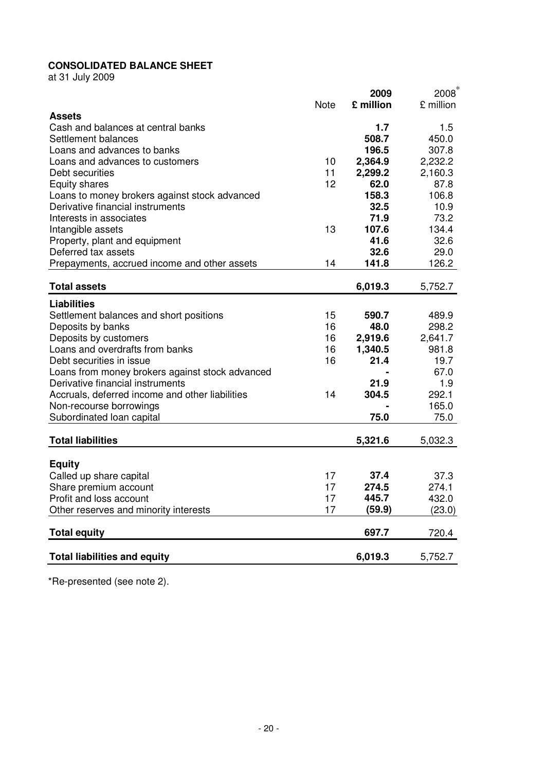**CONSOLIDATED BALANCE SHEET**

at 31 July 2009

| | Note | **2009** **£ million** | 2008[*] £ million |
|---|---|---|---|
| **Assets** | | | |
| Cash and balances at central banks | | **1.7** | 1.5 |
| Settlement balances | | **508.7** | 450.0 |
| Loans and advances to banks | | **196.5** | 307.8 |
| Loans and advances to customers | 10 | **2,364.9** | 2,232.2 |
| Debt securities | 11 | **2,299.2** | 2,160.3 |
| Equity shares | 12 | **62.0** | 87.8 |
| Loans to money brokers against stock advanced | | **158.3** | 106.8 |
| Derivative financial instruments | | **32.5** | 10.9 |
| Interests in associates | | **71.9** | 73.2 |
| Intangible assets | 13 | **107.6** | 134.4 |
| Property, plant and equipment | | **41.6** | 32.6 |
| Deferred tax assets | | **32.6** | 29.0 |
| Prepayments, accrued income and other assets | 14 | **141.8** | 126.2 |
| **Total assets** | | **6,019.3** | 5,752.7 |
| **Liabilities** | | | |
| Settlement balances and short positions | 15 | **590.7** | 489.9 |
| Deposits by banks | 16 | **48.0** | 298.2 |
| Deposits by customers | 16 | **2,919.6** | 2,641.7 |
| Loans and overdrafts from banks | 16 | **1,340.5** | 981.8 |
| Debt securities in issue | 16 | **21.4** | 19.7 |
| Loans from money brokers against stock advanced | | **-** | 67.0 |
| Derivative financial instruments | | **21.9** | 1.9 |
| Accruals, deferred income and other liabilities | 14 | **304.5** | 292.1 |
| Non-recourse borrowings | | **-** | 165.0 |
| Subordinated loan capital | | **75.0** | 75.0 |
| **Total liabilities** | | **5,321.6** | 5,032.3 |
| **Equity** | | | |
| Called up share capital | 17 | **37.4** | 37.3 |
| Share premium account | 17 | **274.5** | 274.1 |
| Profit and loss account | 17 | **445.7** | 432.0 |
| Other reserves and minority interests | 17 | **(59.9)** | (23.0) |
| **Total equity** | | **697.7** | 720.4 |
| **Total liabilities and equity** | | **6,019.3** | 5,752.7 |

*Re-presented (see note 2).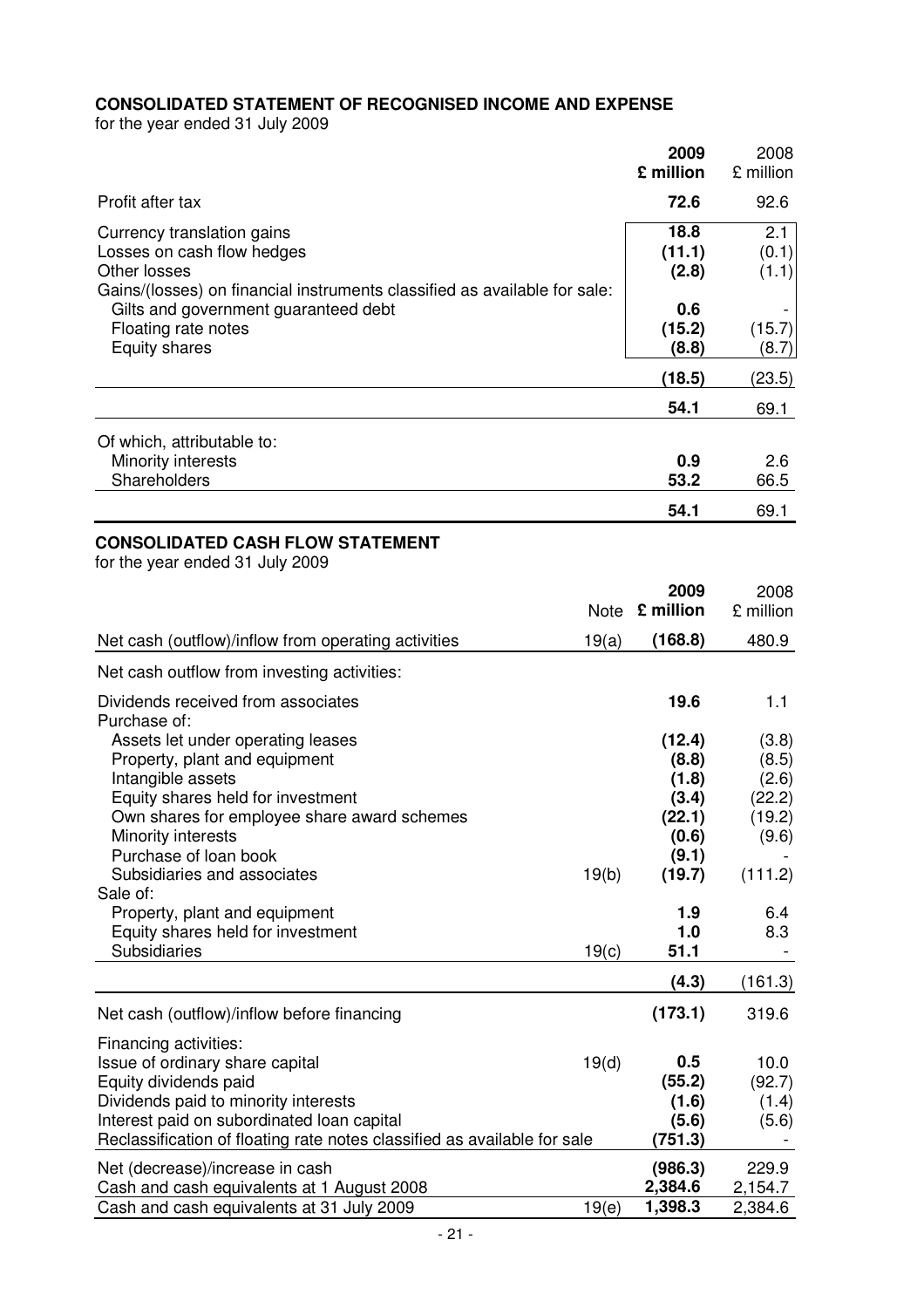**CONSOLIDATED STATEMENT OF RECOGNISED INCOME AND EXPENSE**

for the year ended 31 July 2009

| | **2009 £ million** | 2008 £ million |
|---|---|---|
| Profit after tax | **72.6** | 92.6 |
| Currency translation gains | **18.8** | 2.1 |
| Losses on cash flow hedges | **(11.1)** | (0.1) |
| Other losses | **(2.8)** | (1.1) |
| Gains/(losses) on financial instruments classified as available for sale: | | |
| Gilts and government guaranteed debt | **0.6** | - |
| Floating rate notes | **(15.2)** | (15.7) |
| Equity shares | **(8.8)** | (8.7) |
| | **(18.5)** | (23.5) |
| | **54.1** | 69.1 |
| Of which, attributable to: | | |
| Minority interests | **0.9** | 2.6 |
| Shareholders | **53.2** | 66.5 |
| | **54.1** | 69.1 |

**CONSOLIDATED CASH FLOW STATEMENT**

for the year ended 31 July 2009

| | Note | **2009 £ million** | 2008 £ million |
|---|---|---|---|
| Net cash (outflow)/inflow from operating activities | 19(a) | **(168.8)** | 480.9 |
| Net cash outflow from investing activities: | | | |
| Dividends received from associates | | **19.6** | 1.1 |
| Purchase of: | | | |
| Assets let under operating leases | | **(12.4)** | (3.8) |
| Property, plant and equipment | | **(8.8)** | (8.5) |
| Intangible assets | | **(1.8)** | (2.6) |
| Equity shares held for investment | | **(3.4)** | (22.2) |
| Own shares for employee share award schemes | | **(22.1)** | (19.2) |
| Minority interests | | **(0.6)** | (9.6) |
| Purchase of loan book | | **(9.1)** | - |
| Subsidiaries and associates | 19(b) | **(19.7)** | (111.2) |
| Sale of: | | | |
| Property, plant and equipment | | **1.9** | 6.4 |
| Equity shares held for investment | | **1.0** | 8.3 |
| Subsidiaries | 19(c) | **51.1** | - |
| | | **(4.3)** | (161.3) |
| Net cash (outflow)/inflow before financing | | **(173.1)** | 319.6 |
| Financing activities: | | | |
| Issue of ordinary share capital | 19(d) | **0.5** | 10.0 |
| Equity dividends paid | | **(55.2)** | (92.7) |
| Dividends paid to minority interests | | **(1.6)** | (1.4) |
| Interest paid on subordinated loan capital | | **(5.6)** | (5.6) |
| Reclassification of floating rate notes classified as available for sale | | **(751.3)** | - |
| Net (decrease)/increase in cash | | **(986.3)** | 229.9 |
| Cash and cash equivalents at 1 August 2008 | | **2,384.6** | 2,154.7 |
| Cash and cash equivalents at 31 July 2009 | 19(e) | **1,398.3** | 2,384.6 |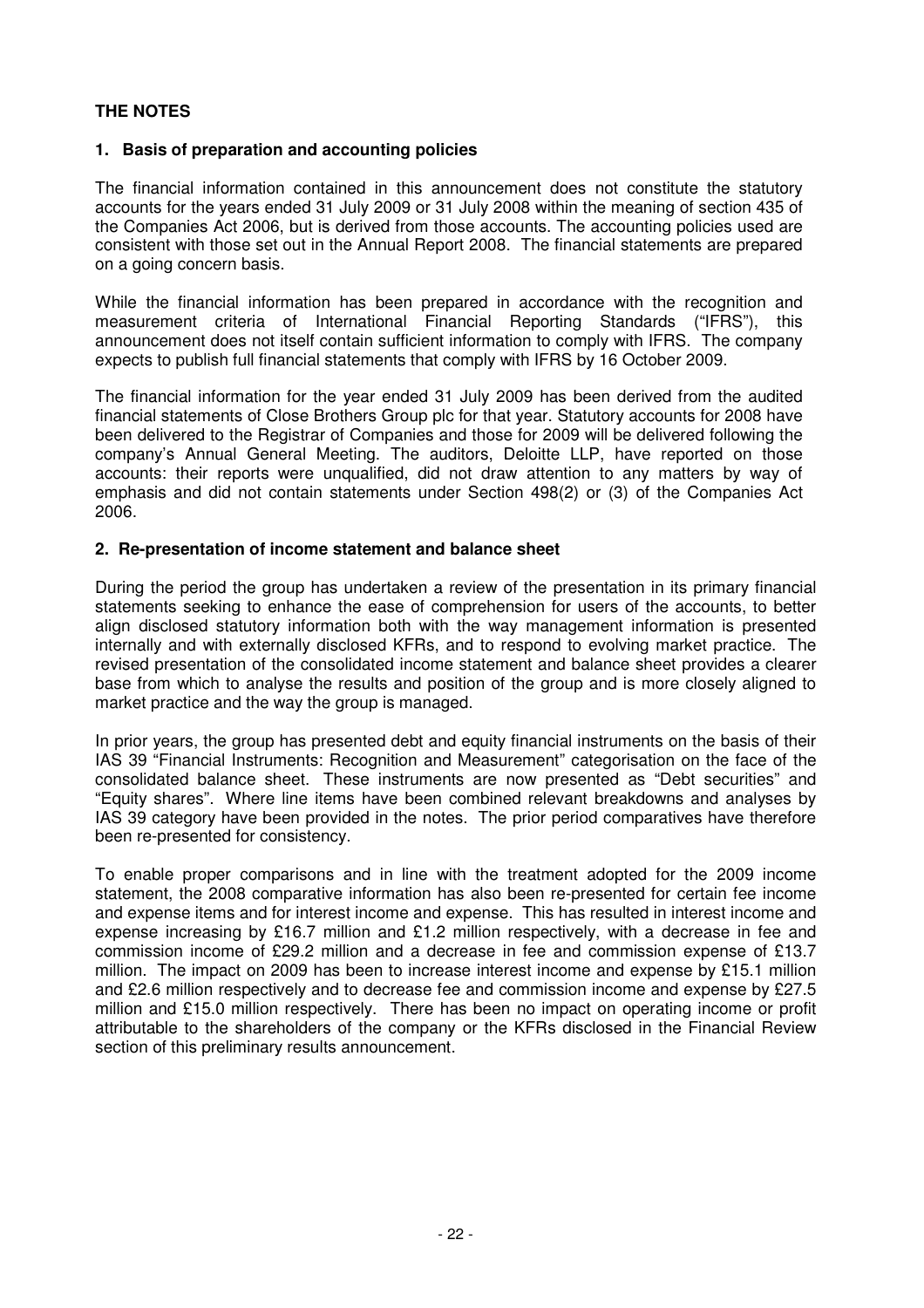# THE NOTES

## 1. Basis of preparation and accounting policies

The financial information contained in this announcement does not constitute the statutory accounts for the years ended 31 July 2009 or 31 July 2008 within the meaning of section 435 of the Companies Act 2006, but is derived from those accounts. The accounting policies used are consistent with those set out in the Annual Report 2008. The financial statements are prepared on a going concern basis.

While the financial information has been prepared in accordance with the recognition and measurement criteria of International Financial Reporting Standards ("IFRS"), this announcement does not itself contain sufficient information to comply with IFRS. The company expects to publish full financial statements that comply with IFRS by 16 October 2009.

The financial information for the year ended 31 July 2009 has been derived from the audited financial statements of Close Brothers Group plc for that year. Statutory accounts for 2008 have been delivered to the Registrar of Companies and those for 2009 will be delivered following the company's Annual General Meeting. The auditors, Deloitte LLP, have reported on those accounts: their reports were unqualified, did not draw attention to any matters by way of emphasis and did not contain statements under Section 498(2) or (3) of the Companies Act 2006.

## 2. Re-presentation of income statement and balance sheet

During the period the group has undertaken a review of the presentation in its primary financial statements seeking to enhance the ease of comprehension for users of the accounts, to better align disclosed statutory information both with the way management information is presented internally and with externally disclosed KFRs, and to respond to evolving market practice. The revised presentation of the consolidated income statement and balance sheet provides a clearer base from which to analyse the results and position of the group and is more closely aligned to market practice and the way the group is managed.

In prior years, the group has presented debt and equity financial instruments on the basis of their IAS 39 "Financial Instruments: Recognition and Measurement" categorisation on the face of the consolidated balance sheet. These instruments are now presented as "Debt securities" and "Equity shares". Where line items have been combined relevant breakdowns and analyses by IAS 39 category have been provided in the notes. The prior period comparatives have therefore been re-presented for consistency.

To enable proper comparisons and in line with the treatment adopted for the 2009 income statement, the 2008 comparative information has also been re-presented for certain fee income and expense items and for interest income and expense. This has resulted in interest income and expense increasing by £16.7 million and £1.2 million respectively, with a decrease in fee and commission income of £29.2 million and a decrease in fee and commission expense of £13.7 million. The impact on 2009 has been to increase interest income and expense by £15.1 million and £2.6 million respectively and to decrease fee and commission income and expense by £27.5 million and £15.0 million respectively. There has been no impact on operating income or profit attributable to the shareholders of the company or the KFRs disclosed in the Financial Review section of this preliminary results announcement.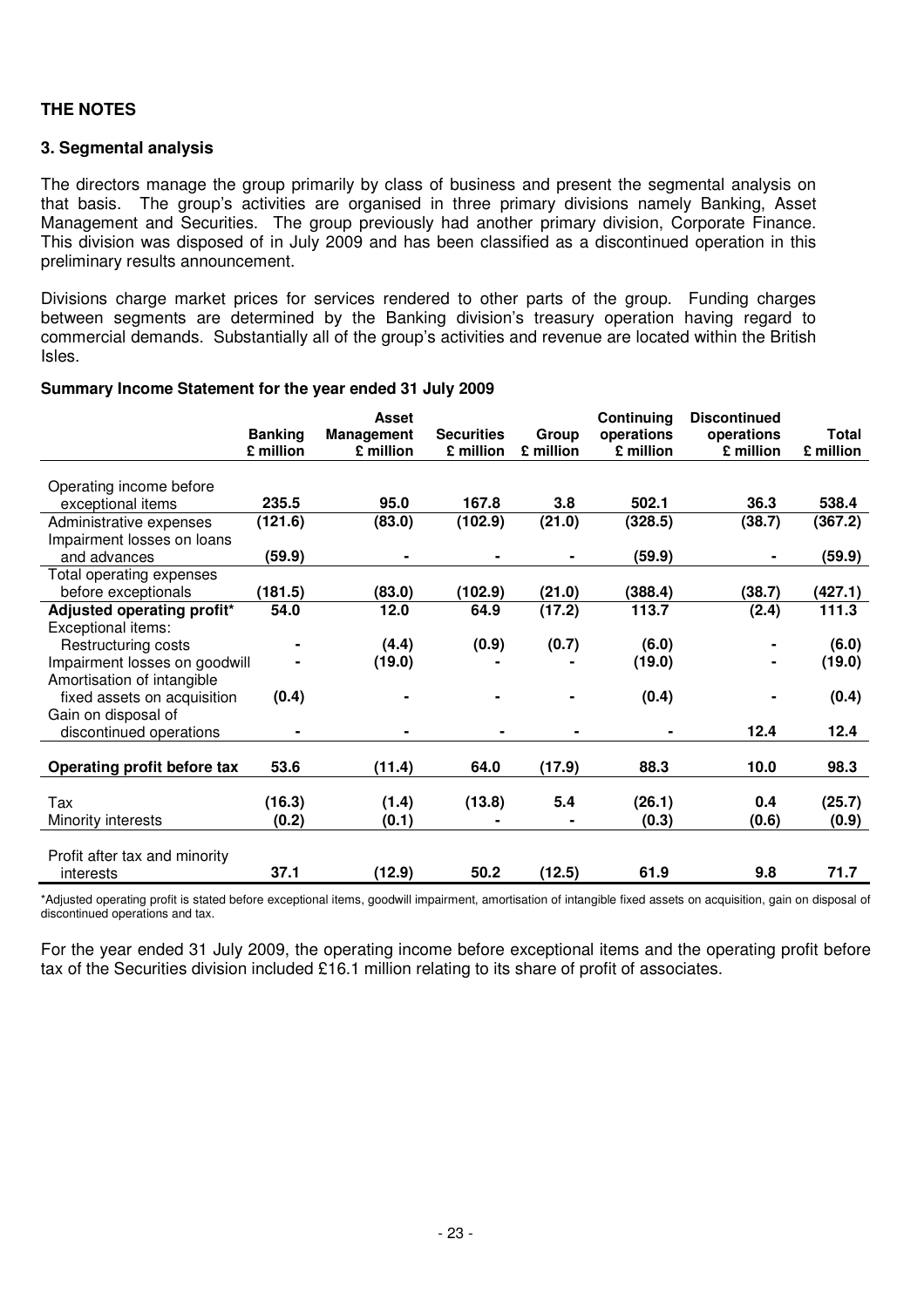## THE NOTES

### 3. Segmental analysis

The directors manage the group primarily by class of business and present the segmental analysis on that basis. The group's activities are organised in three primary divisions namely Banking, Asset Management and Securities. The group previously had another primary division, Corporate Finance. This division was disposed of in July 2009 and has been classified as a discontinued operation in this preliminary results announcement.

Divisions charge market prices for services rendered to other parts of the group. Funding charges between segments are determined by the Banking division's treasury operation having regard to commercial demands. Substantially all of the group's activities and revenue are located within the British Isles.

**Summary Income Statement for the year ended 31 July 2009**

| | Banking £ million | Asset Management £ million | Securities £ million | Group £ million | Continuing operations £ million | Discontinued operations £ million | Total £ million |
|---|---|---|---|---|---|---|---|
| Operating income before exceptional items | 235.5 | 95.0 | 167.8 | 3.8 | 502.1 | 36.3 | 538.4 |
| Administrative expenses | (121.6) | (83.0) | (102.9) | (21.0) | (328.5) | (38.7) | (367.2) |
| Impairment losses on loans and advances | (59.9) | - | - | - | (59.9) | - | (59.9) |
| Total operating expenses before exceptionals | (181.5) | (83.0) | (102.9) | (21.0) | (388.4) | (38.7) | (427.1) |
| **Adjusted operating profit*** | **54.0** | **12.0** | **64.9** | **(17.2)** | **113.7** | **(2.4)** | **111.3** |
| Exceptional items: | | | | | | | |
| Restructuring costs | - | (4.4) | (0.9) | (0.7) | (6.0) | - | (6.0) |
| Impairment losses on goodwill | - | (19.0) | - | - | (19.0) | - | (19.0) |
| Amortisation of intangible fixed assets on acquisition | (0.4) | - | - | - | (0.4) | - | (0.4) |
| Gain on disposal of discontinued operations | - | - | - | - | - | 12.4 | 12.4 |
| **Operating profit before tax** | **53.6** | **(11.4)** | **64.0** | **(17.9)** | **88.3** | **10.0** | **98.3** |
| Tax | (16.3) | (1.4) | (13.8) | 5.4 | (26.1) | 0.4 | (25.7) |
| Minority interests | (0.2) | (0.1) | - | - | (0.3) | (0.6) | (0.9) |
| Profit after tax and minority interests | **37.1** | **(12.9)** | **50.2** | **(12.5)** | **61.9** | **9.8** | **71.7** |

*Adjusted operating profit is stated before exceptional items, goodwill impairment, amortisation of intangible fixed assets on acquisition, gain on disposal of discontinued operations and tax.

For the year ended 31 July 2009, the operating income before exceptional items and the operating profit before tax of the Securities division included £16.1 million relating to its share of profit of associates.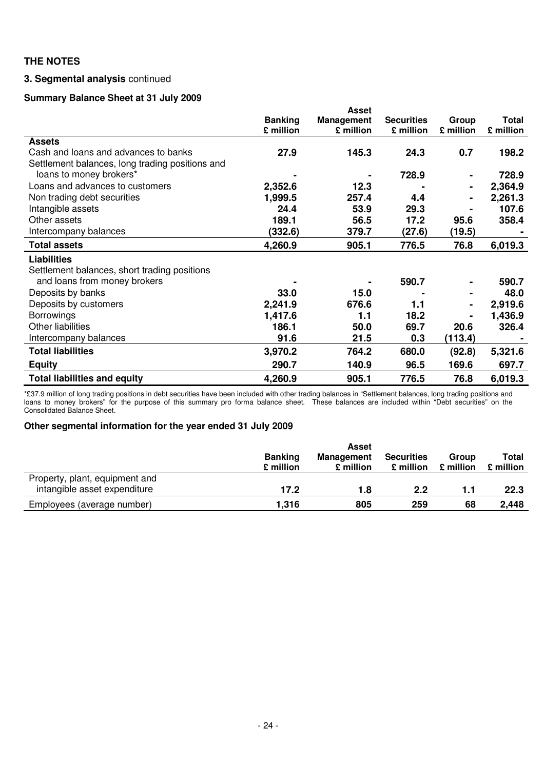**THE NOTES**

**3. Segmental analysis** continued

**Summary Balance Sheet at 31 July 2009**

| | Banking £ million | Asset Management £ million | Securities £ million | Group £ million | Total £ million |
|---|---|---|---|---|---|
| **Assets** | | | | | |
| Cash and loans and advances to banks | **27.9** | **145.3** | **24.3** | **0.7** | **198.2** |
| Settlement balances, long trading positions and loans to money brokers* | **-** | **-** | **728.9** | **-** | **728.9** |
| Loans and advances to customers | **2,352.6** | **12.3** | **-** | **-** | **2,364.9** |
| Non trading debt securities | **1,999.5** | **257.4** | **4.4** | **-** | **2,261.3** |
| Intangible assets | **24.4** | **53.9** | **29.3** | **-** | **107.6** |
| Other assets | **189.1** | **56.5** | **17.2** | **95.6** | **358.4** |
| Intercompany balances | **(332.6)** | **379.7** | **(27.6)** | **(19.5)** | **-** |
| **Total assets** | **4,260.9** | **905.1** | **776.5** | **76.8** | **6,019.3** |
| **Liabilities** | | | | | |
| Settlement balances, short trading positions and loans from money brokers | **-** | **-** | **590.7** | **-** | **590.7** |
| Deposits by banks | **33.0** | **15.0** | **-** | **-** | **48.0** |
| Deposits by customers | **2,241.9** | **676.6** | **1.1** | **-** | **2,919.6** |
| Borrowings | **1,417.6** | **1.1** | **18.2** | **-** | **1,436.9** |
| Other liabilities | **186.1** | **50.0** | **69.7** | **20.6** | **326.4** |
| Intercompany balances | **91.6** | **21.5** | **0.3** | **(113.4)** | **-** |
| **Total liabilities** | **3,970.2** | **764.2** | **680.0** | **(92.8)** | **5,321.6** |
| **Equity** | **290.7** | **140.9** | **96.5** | **169.6** | **697.7** |
| **Total liabilities and equity** | **4,260.9** | **905.1** | **776.5** | **76.8** | **6,019.3** |

*£37.9 million of long trading positions in debt securities have been included with other trading balances in "Settlement balances, long trading positions and loans to money brokers" for the purpose of this summary pro forma balance sheet. These balances are included within "Debt securities" on the Consolidated Balance Sheet.

**Other segmental information for the year ended 31 July 2009**

| | Banking £ million | Asset Management £ million | Securities £ million | Group £ million | Total £ million |
|---|---|---|---|---|---|
| Property, plant, equipment and intangible asset expenditure | **17.2** | **1.8** | **2.2** | **1.1** | **22.3** |
| Employees (average number) | **1,316** | **805** | **259** | **68** | **2,448** |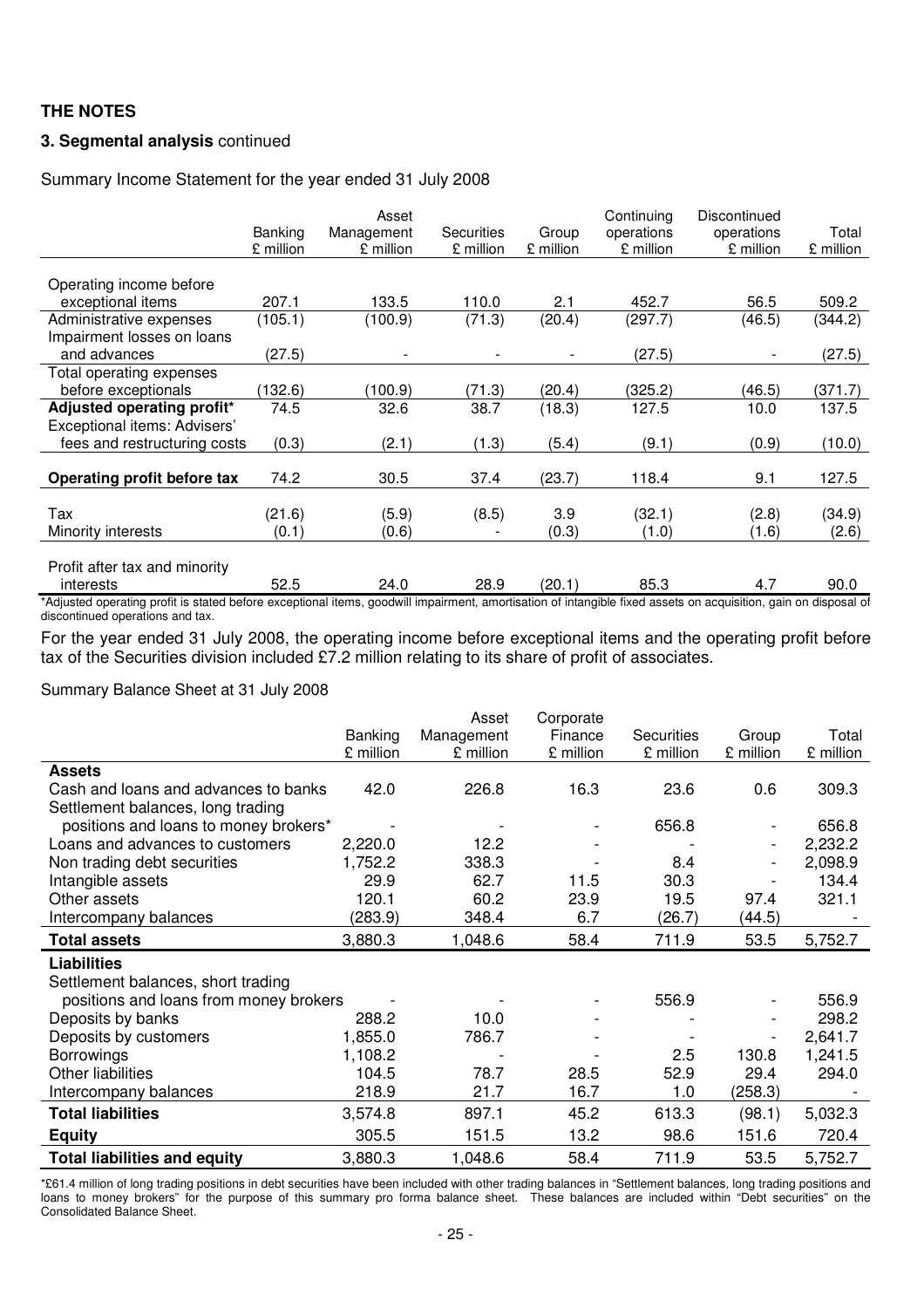## THE NOTES

### 3. Segmental analysis continued

Summary Income Statement for the year ended 31 July 2008

| | Banking £ million | Asset Management £ million | Securities £ million | Group £ million | Continuing operations £ million | Discontinued operations £ million | Total £ million |
|---|---|---|---|---|---|---|---|
| Operating income before exceptional items | 207.1 | 133.5 | 110.0 | 2.1 | 452.7 | 56.5 | 509.2 |
| Administrative expenses | (105.1) | (100.9) | (71.3) | (20.4) | (297.7) | (46.5) | (344.2) |
| Impairment losses on loans and advances | (27.5) | - | - | - | (27.5) | - | (27.5) |
| Total operating expenses before exceptionals | (132.6) | (100.9) | (71.3) | (20.4) | (325.2) | (46.5) | (371.7) |
| **Adjusted operating profit*** | 74.5 | 32.6 | 38.7 | (18.3) | 127.5 | 10.0 | 137.5 |
| Exceptional items: Advisers' fees and restructuring costs | (0.3) | (2.1) | (1.3) | (5.4) | (9.1) | (0.9) | (10.0) |
| **Operating profit before tax** | 74.2 | 30.5 | 37.4 | (23.7) | 118.4 | 9.1 | 127.5 |
| Tax | (21.6) | (5.9) | (8.5) | 3.9 | (32.1) | (2.8) | (34.9) |
| Minority interests | (0.1) | (0.6) | - | (0.3) | (1.0) | (1.6) | (2.6) |
| Profit after tax and minority interests | 52.5 | 24.0 | 28.9 | (20.1) | 85.3 | 4.7 | 90.0 |

*Adjusted operating profit is stated before exceptional items, goodwill impairment, amortisation of intangible fixed assets on acquisition, gain on disposal of discontinued operations and tax.

For the year ended 31 July 2008, the operating income before exceptional items and the operating profit before tax of the Securities division included £7.2 million relating to its share of profit of associates.

Summary Balance Sheet at 31 July 2008

| | Banking £ million | Asset Management £ million | Corporate Finance £ million | Securities £ million | Group £ million | Total £ million |
|---|---|---|---|---|---|---|
| **Assets** | | | | | | |
| Cash and loans and advances to banks | 42.0 | 226.8 | 16.3 | 23.6 | 0.6 | 309.3 |
| Settlement balances, long trading positions and loans to money brokers* | - | - | - | 656.8 | - | 656.8 |
| Loans and advances to customers | 2,220.0 | 12.2 | - | - | - | 2,232.2 |
| Non trading debt securities | 1,752.2 | 338.3 | - | 8.4 | - | 2,098.9 |
| Intangible assets | 29.9 | 62.7 | 11.5 | 30.3 | - | 134.4 |
| Other assets | 120.1 | 60.2 | 23.9 | 19.5 | 97.4 | 321.1 |
| Intercompany balances | (283.9) | 348.4 | 6.7 | (26.7) | (44.5) | - |
| **Total assets** | 3,880.3 | 1,048.6 | 58.4 | 711.9 | 53.5 | 5,752.7 |
| **Liabilities** | | | | | | |
| Settlement balances, short trading positions and loans from money brokers | - | - | - | 556.9 | - | 556.9 |
| Deposits by banks | 288.2 | 10.0 | - | - | - | 298.2 |
| Deposits by customers | 1,855.0 | 786.7 | - | - | - | 2,641.7 |
| Borrowings | 1,108.2 | - | - | 2.5 | 130.8 | 1,241.5 |
| Other liabilities | 104.5 | 78.7 | 28.5 | 52.9 | 29.4 | 294.0 |
| Intercompany balances | 218.9 | 21.7 | 16.7 | 1.0 | (258.3) | - |
| **Total liabilities** | 3,574.8 | 897.1 | 45.2 | 613.3 | (98.1) | 5,032.3 |
| **Equity** | 305.5 | 151.5 | 13.2 | 98.6 | 151.6 | 720.4 |
| **Total liabilities and equity** | 3,880.3 | 1,048.6 | 58.4 | 711.9 | 53.5 | 5,752.7 |

*£61.4 million of long trading positions in debt securities have been included with other trading balances in "Settlement balances, long trading positions and loans to money brokers" for the purpose of this summary pro forma balance sheet. These balances are included within "Debt securities" on the Consolidated Balance Sheet.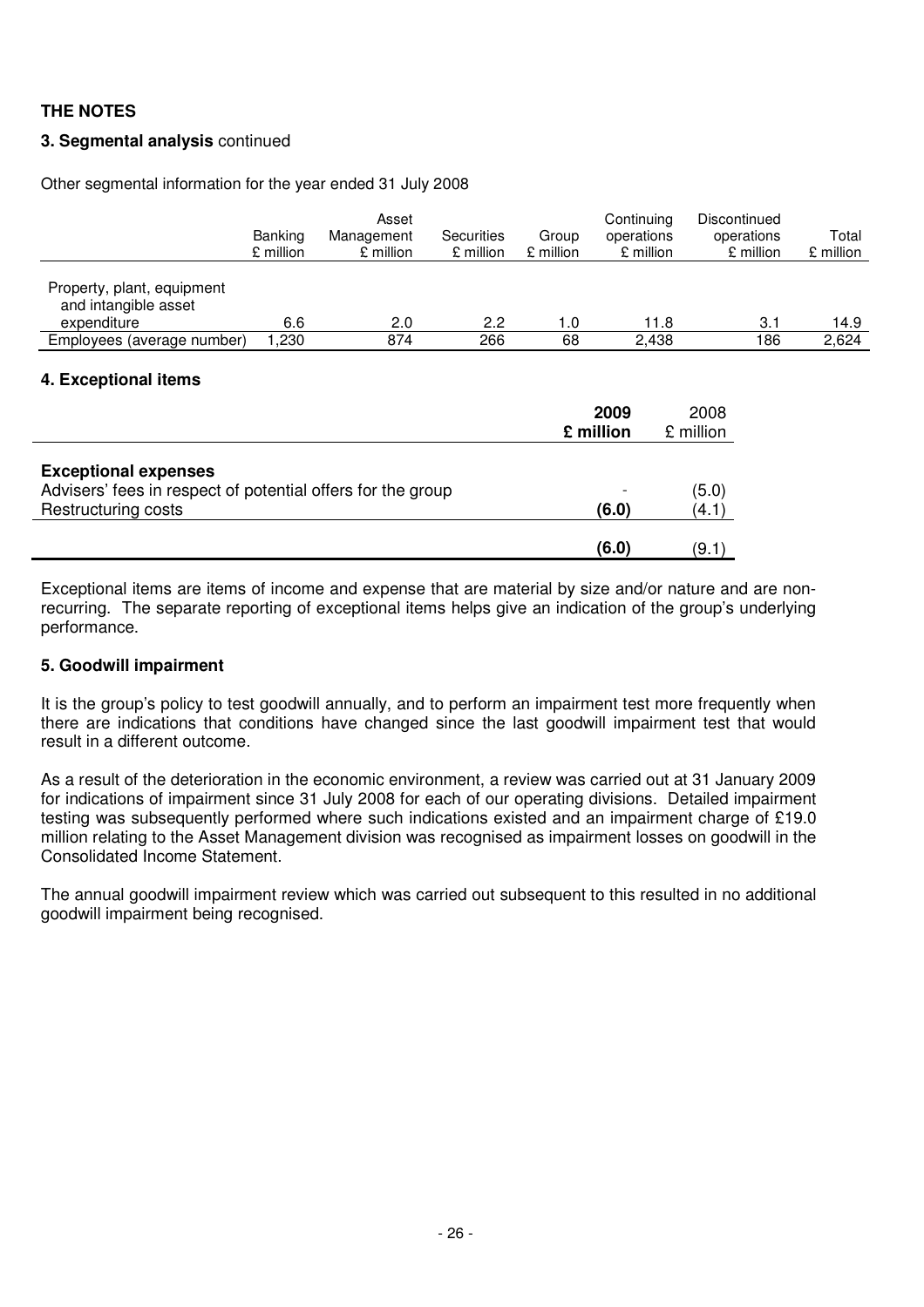## THE NOTES

### 3. Segmental analysis continued

Other segmental information for the year ended 31 July 2008

| | Banking £ million | Asset Management £ million | Securities £ million | Group £ million | Continuing operations £ million | Discontinued operations £ million | Total £ million |
|---|---|---|---|---|---|---|---|
| Property, plant, equipment and intangible asset expenditure | 6.6 | 2.0 | 2.2 | 1.0 | 11.8 | 3.1 | 14.9 |
| Employees (average number) | 1,230 | 874 | 266 | 68 | 2,438 | 186 | 2,624 |

### 4. Exceptional items

| | **2009 £ million** | 2008 £ million |
|---|---|---|
| **Exceptional expenses** | | |
| Advisers' fees in respect of potential offers for the group | - | (5.0) |
| Restructuring costs | **(6.0)** | (4.1) |
| | **(6.0)** | (9.1) |

Exceptional items are items of income and expense that are material by size and/or nature and are non-recurring. The separate reporting of exceptional items helps give an indication of the group's underlying performance.

### 5. Goodwill impairment

It is the group's policy to test goodwill annually, and to perform an impairment test more frequently when there are indications that conditions have changed since the last goodwill impairment test that would result in a different outcome.

As a result of the deterioration in the economic environment, a review was carried out at 31 January 2009 for indications of impairment since 31 July 2008 for each of our operating divisions. Detailed impairment testing was subsequently performed where such indications existed and an impairment charge of £19.0 million relating to the Asset Management division was recognised as impairment losses on goodwill in the Consolidated Income Statement.

The annual goodwill impairment review which was carried out subsequent to this resulted in no additional goodwill impairment being recognised.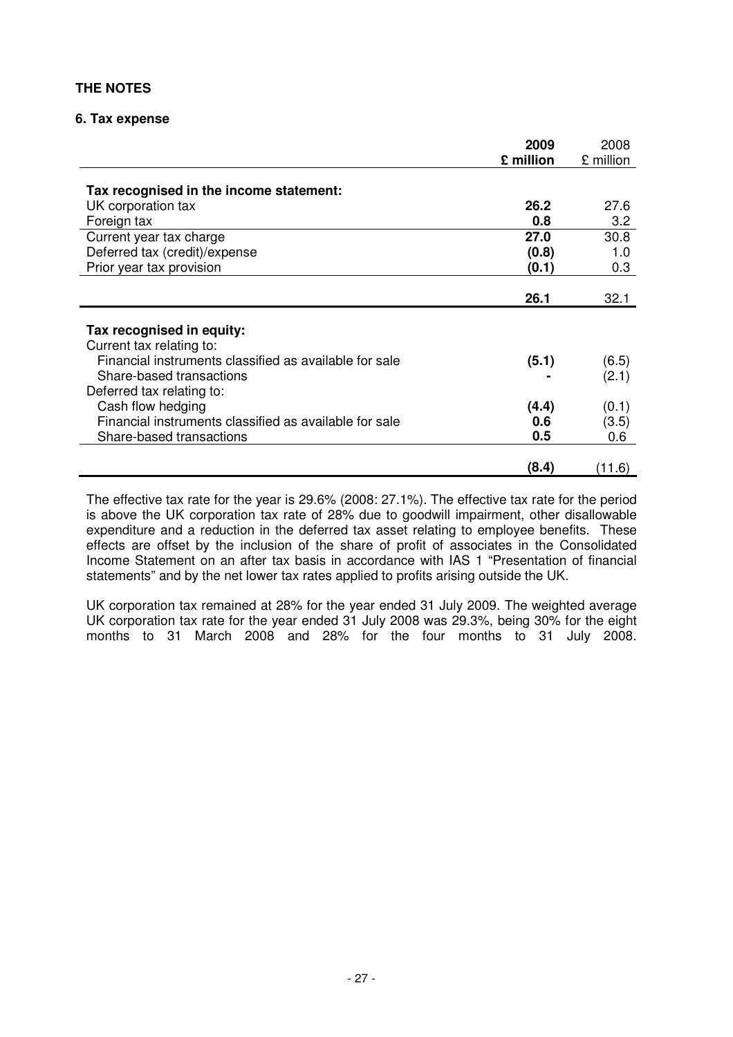## THE NOTES

### 6. Tax expense

| | 2009 £ million | 2008 £ million |
|---|---|---|
| **Tax recognised in the income statement:** | | |
| UK corporation tax | **26.2** | 27.6 |
| Foreign tax | **0.8** | 3.2 |
| Current year tax charge | **27.0** | 30.8 |
| Deferred tax (credit)/expense | **(0.8)** | 1.0 |
| Prior year tax provision | **(0.1)** | 0.3 |
| | **26.1** | 32.1 |
| **Tax recognised in equity:** | | |
| Current tax relating to: | | |
| Financial instruments classified as available for sale | **(5.1)** | (6.5) |
| Share-based transactions | **-** | (2.1) |
| Deferred tax relating to: | | |
| Cash flow hedging | **(4.4)** | (0.1) |
| Financial instruments classified as available for sale | **0.6** | (3.5) |
| Share-based transactions | **0.5** | 0.6 |
| | **(8.4)** | (11.6) |

The effective tax rate for the year is 29.6% (2008: 27.1%). The effective tax rate for the period is above the UK corporation tax rate of 28% due to goodwill impairment, other disallowable expenditure and a reduction in the deferred tax asset relating to employee benefits. These effects are offset by the inclusion of the share of profit of associates in the Consolidated Income Statement on an after tax basis in accordance with IAS 1 "Presentation of financial statements" and by the net lower tax rates applied to profits arising outside the UK.

UK corporation tax remained at 28% for the year ended 31 July 2009. The weighted average UK corporation tax rate for the year ended 31 July 2008 was 29.3%, being 30% for the eight months to 31 March 2008 and 28% for the four months to 31 July 2008.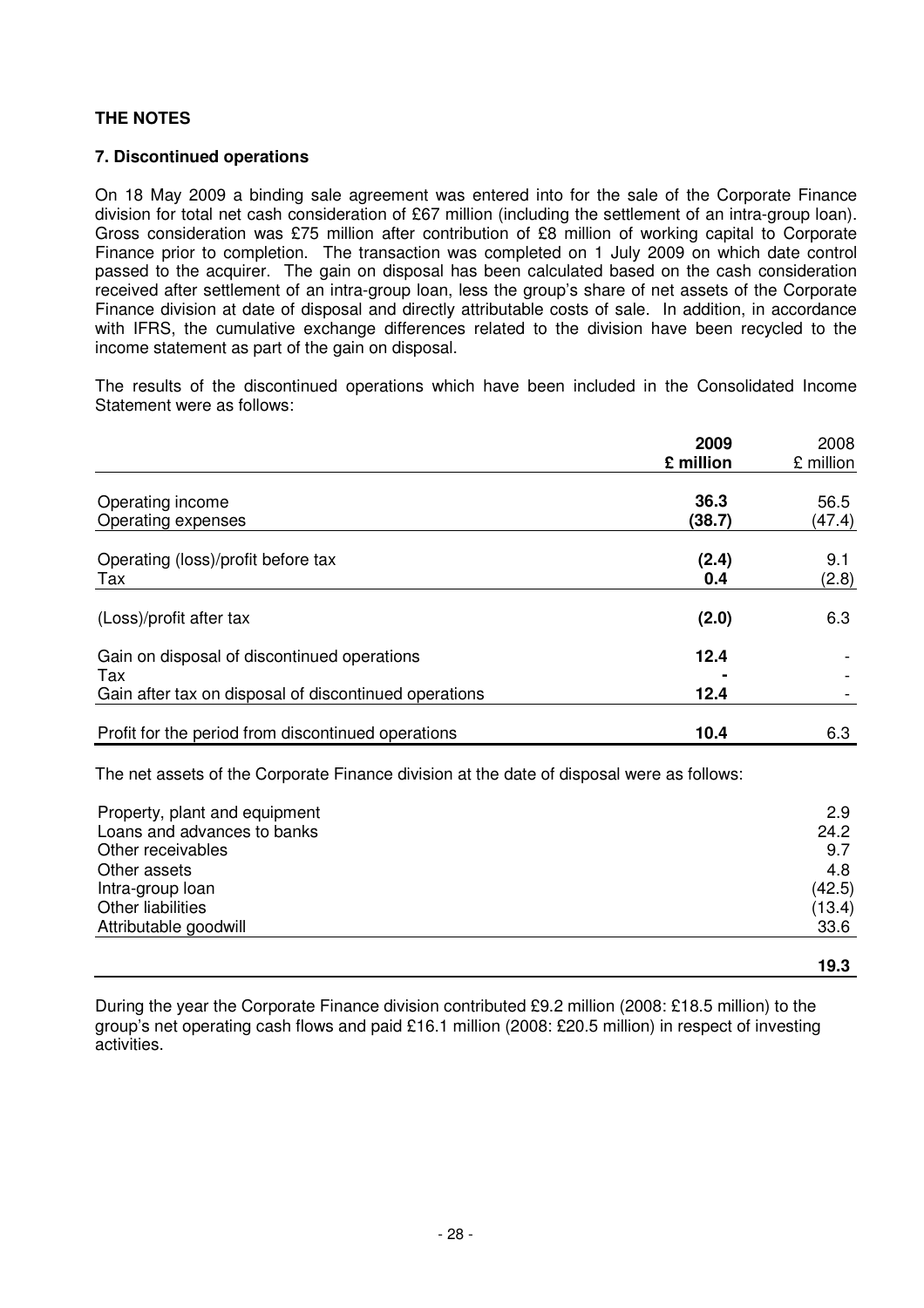## THE NOTES

### 7. Discontinued operations

On 18 May 2009 a binding sale agreement was entered into for the sale of the Corporate Finance division for total net cash consideration of £67 million (including the settlement of an intra-group loan). Gross consideration was £75 million after contribution of £8 million of working capital to Corporate Finance prior to completion. The transaction was completed on 1 July 2009 on which date control passed to the acquirer. The gain on disposal has been calculated based on the cash consideration received after settlement of an intra-group loan, less the group's share of net assets of the Corporate Finance division at date of disposal and directly attributable costs of sale. In addition, in accordance with IFRS, the cumulative exchange differences related to the division have been recycled to the income statement as part of the gain on disposal.

The results of the discontinued operations which have been included in the Consolidated Income Statement were as follows:

| | **2009 £ million** | 2008 £ million |
|---|---|---|
| Operating income | **36.3** | 56.5 |
| Operating expenses | **(38.7)** | (47.4) |
| Operating (loss)/profit before tax | **(2.4)** | 9.1 |
| Tax | **0.4** | (2.8) |
| (Loss)/profit after tax | **(2.0)** | 6.3 |
| Gain on disposal of discontinued operations | **12.4** | - |
| Tax | **-** | - |
| Gain after tax on disposal of discontinued operations | **12.4** | - |
| Profit for the period from discontinued operations | **10.4** | 6.3 |

The net assets of the Corporate Finance division at the date of disposal were as follows:

| | |
|---|---|
| Property, plant and equipment | 2.9 |
| Loans and advances to banks | 24.2 |
| Other receivables | 9.7 |
| Other assets | 4.8 |
| Intra-group loan | (42.5) |
| Other liabilities | (13.4) |
| Attributable goodwill | 33.6 |
| | **19.3** |

During the year the Corporate Finance division contributed £9.2 million (2008: £18.5 million) to the group's net operating cash flows and paid £16.1 million (2008: £20.5 million) in respect of investing activities.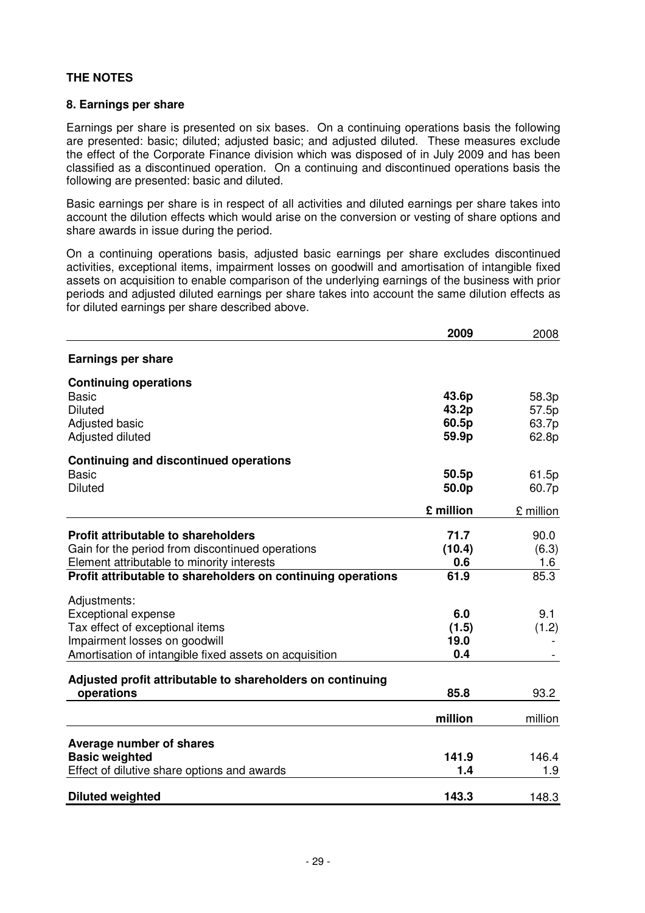## THE NOTES

### 8. Earnings per share

Earnings per share is presented on six bases. On a continuing operations basis the following are presented: basic; diluted; adjusted basic; and adjusted diluted. These measures exclude the effect of the Corporate Finance division which was disposed of in July 2009 and has been classified as a discontinued operation. On a continuing and discontinued operations basis the following are presented: basic and diluted.

Basic earnings per share is in respect of all activities and diluted earnings per share takes into account the dilution effects which would arise on the conversion or vesting of share options and share awards in issue during the period.

On a continuing operations basis, adjusted basic earnings per share excludes discontinued activities, exceptional items, impairment losses on goodwill and amortisation of intangible fixed assets on acquisition to enable comparison of the underlying earnings of the business with prior periods and adjusted diluted earnings per share takes into account the same dilution effects as for diluted earnings per share described above.

| | **2009** | 2008 |
|---|---|---|
| **Earnings per share** | | |
| **Continuing operations** | | |
| Basic | **43.6p** | 58.3p |
| Diluted | **43.2p** | 57.5p |
| Adjusted basic | **60.5p** | 63.7p |
| Adjusted diluted | **59.9p** | 62.8p |
| **Continuing and discontinued operations** | | |
| Basic | **50.5p** | 61.5p |
| Diluted | **50.0p** | 60.7p |
| | **£ million** | £ million |
| **Profit attributable to shareholders** | **71.7** | 90.0 |
| Gain for the period from discontinued operations | **(10.4)** | (6.3) |
| Element attributable to minority interests | **0.6** | 1.6 |
| **Profit attributable to shareholders on continuing operations** | **61.9** | 85.3 |
| Adjustments: | | |
| Exceptional expense | **6.0** | 9.1 |
| Tax effect of exceptional items | **(1.5)** | (1.2) |
| Impairment losses on goodwill | **19.0** | - |
| Amortisation of intangible fixed assets on acquisition | **0.4** | - |
| **Adjusted profit attributable to shareholders on continuing operations** | **85.8** | 93.2 |
| | **million** | million |
| **Average number of shares** | | |
| **Basic weighted** | **141.9** | 146.4 |
| Effect of dilutive share options and awards | **1.4** | 1.9 |
| **Diluted weighted** | **143.3** | 148.3 |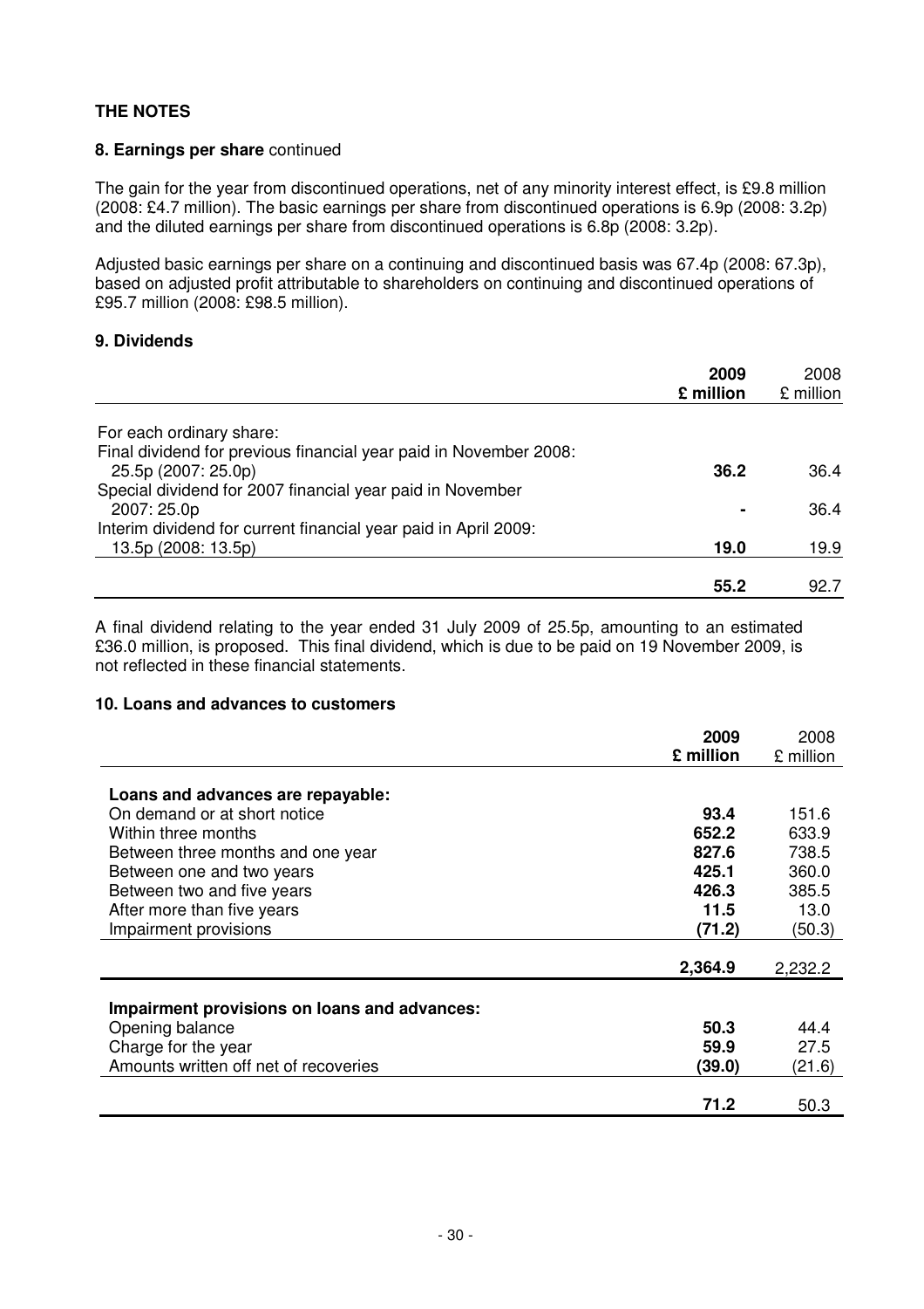## THE NOTES

### 8. Earnings per share continued

The gain for the year from discontinued operations, net of any minority interest effect, is £9.8 million (2008: £4.7 million). The basic earnings per share from discontinued operations is 6.9p (2008: 3.2p) and the diluted earnings per share from discontinued operations is 6.8p (2008: 3.2p).

Adjusted basic earnings per share on a continuing and discontinued basis was 67.4p (2008: 67.3p), based on adjusted profit attributable to shareholders on continuing and discontinued operations of £95.7 million (2008: £98.5 million).

### 9. Dividends

| | **2009 £ million** | 2008 £ million |
|---|---|---|
| For each ordinary share: | | |
| Final dividend for previous financial year paid in November 2008: 25.5p (2007: 25.0p) | **36.2** | 36.4 |
| Special dividend for 2007 financial year paid in November 2007: 25.0p | **-** | 36.4 |
| Interim dividend for current financial year paid in April 2009: 13.5p (2008: 13.5p) | **19.0** | 19.9 |
| | **55.2** | 92.7 |

A final dividend relating to the year ended 31 July 2009 of 25.5p, amounting to an estimated £36.0 million, is proposed. This final dividend, which is due to be paid on 19 November 2009, is not reflected in these financial statements.

### 10. Loans and advances to customers

| | **2009 £ million** | 2008 £ million |
|---|---|---|
| **Loans and advances are repayable:** | | |
| On demand or at short notice | **93.4** | 151.6 |
| Within three months | **652.2** | 633.9 |
| Between three months and one year | **827.6** | 738.5 |
| Between one and two years | **425.1** | 360.0 |
| Between two and five years | **426.3** | 385.5 |
| After more than five years | **11.5** | 13.0 |
| Impairment provisions | **(71.2)** | (50.3) |
| | **2,364.9** | 2,232.2 |
| **Impairment provisions on loans and advances:** | | |
| Opening balance | **50.3** | 44.4 |
| Charge for the year | **59.9** | 27.5 |
| Amounts written off net of recoveries | **(39.0)** | (21.6) |
| | **71.2** | 50.3 |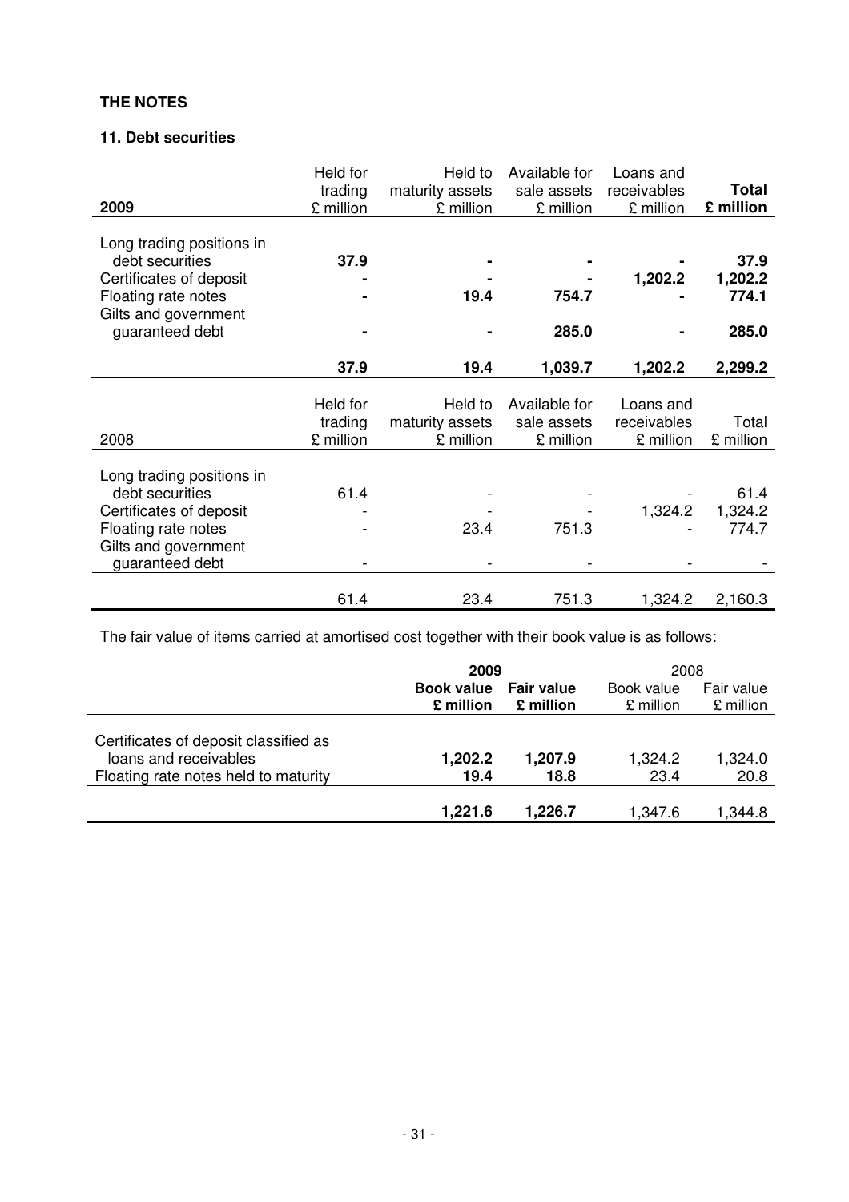## THE NOTES

### 11. Debt securities

| 2009 | Held for trading £ million | Held to maturity assets £ million | Available for sale assets £ million | Loans and receivables £ million | **Total £ million** |
|---|---|---|---|---|---|
| Long trading positions in debt securities | **37.9** | **-** | **-** | **-** | **37.9** |
| Certificates of deposit | **-** | **-** | **-** | **1,202.2** | **1,202.2** |
| Floating rate notes | **-** | **19.4** | **754.7** | **-** | **774.1** |
| Gilts and government guaranteed debt | **-** | **-** | **285.0** | **-** | **285.0** |
| | **37.9** | **19.4** | **1,039.7** | **1,202.2** | **2,299.2** |

| 2008 | Held for trading £ million | Held to maturity assets £ million | Available for sale assets £ million | Loans and receivables £ million | Total £ million |
|---|---|---|---|---|---|
| Long trading positions in debt securities | 61.4 | - | - | - | 61.4 |
| Certificates of deposit | - | - | - | 1,324.2 | 1,324.2 |
| Floating rate notes | - | 23.4 | 751.3 | - | 774.7 |
| Gilts and government guaranteed debt | - | - | - | - | - |
| | 61.4 | 23.4 | 751.3 | 1,324.2 | 2,160.3 |

The fair value of items carried at amortised cost together with their book value is as follows:

| | **2009** | | 2008 | |
|---|---|---|---|---|
| | **Book value £ million** | **Fair value £ million** | Book value £ million | Fair value £ million |
| Certificates of deposit classified as loans and receivables | **1,202.2** | **1,207.9** | 1,324.2 | 1,324.0 |
| Floating rate notes held to maturity | **19.4** | **18.8** | 23.4 | 20.8 |
| | **1,221.6** | **1,226.7** | 1,347.6 | 1,344.8 |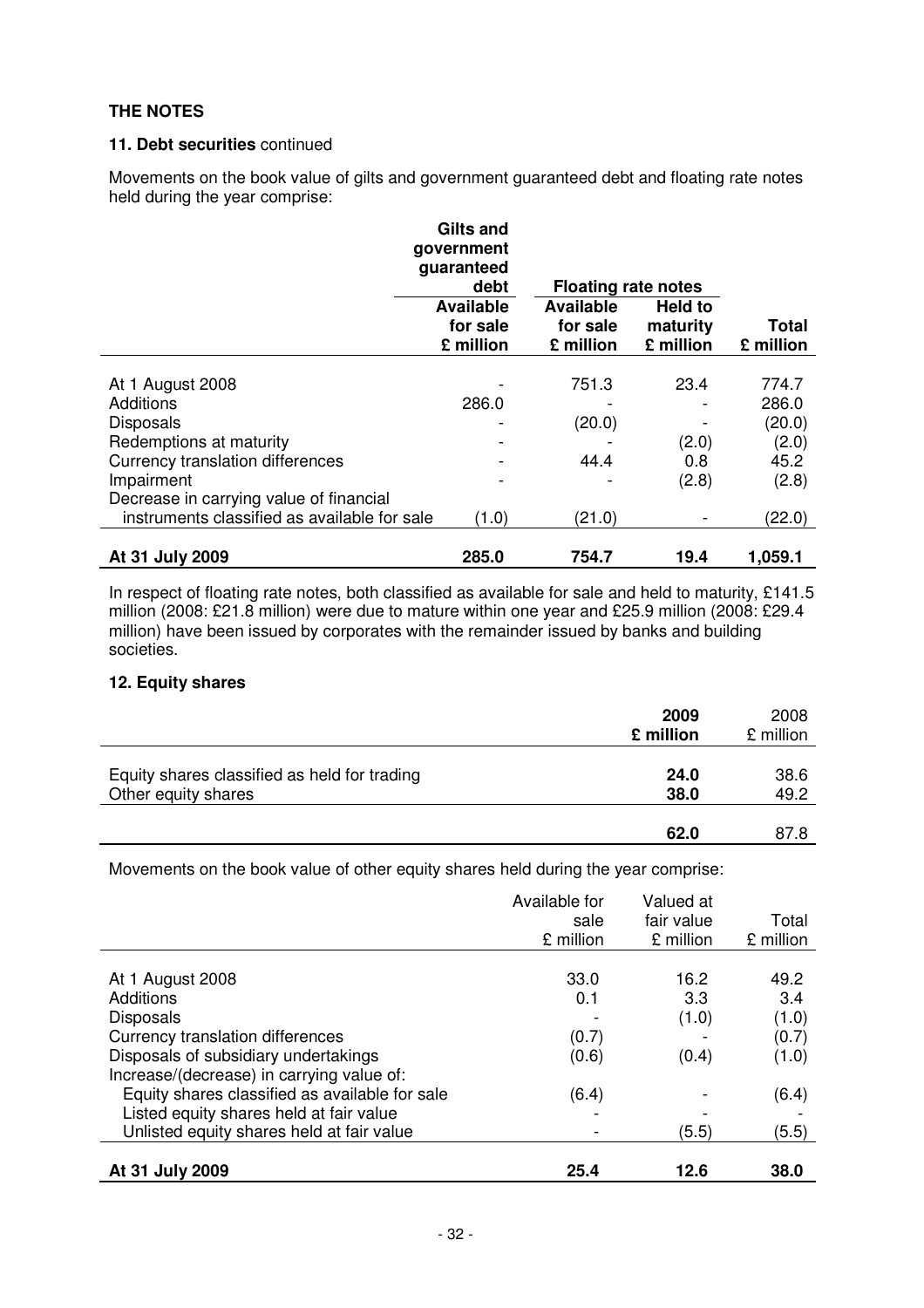## THE NOTES

### 11. Debt securities continued

Movements on the book value of gilts and government guaranteed debt and floating rate notes held during the year comprise:

| | Gilts and government guaranteed debt | Floating rate notes | | |
|---|---|---|---|---|
| | Available for sale £ million | Available for sale £ million | Held to maturity £ million | Total £ million |
| At 1 August 2008 | - | 751.3 | 23.4 | 774.7 |
| Additions | 286.0 | - | - | 286.0 |
| Disposals | - | (20.0) | - | (20.0) |
| Redemptions at maturity | - | - | (2.0) | (2.0) |
| Currency translation differences | - | 44.4 | 0.8 | 45.2 |
| Impairment | - | - | (2.8) | (2.8) |
| Decrease in carrying value of financial instruments classified as available for sale | (1.0) | (21.0) | - | (22.0) |
| **At 31 July 2009** | **285.0** | **754.7** | **19.4** | **1,059.1** |

In respect of floating rate notes, both classified as available for sale and held to maturity, £141.5 million (2008: £21.8 million) were due to mature within one year and £25.9 million (2008: £29.4 million) have been issued by corporates with the remainder issued by banks and building societies.

### 12. Equity shares

| | 2009 £ million | 2008 £ million |
|---|---|---|
| Equity shares classified as held for trading | **24.0** | 38.6 |
| Other equity shares | **38.0** | 49.2 |
| | **62.0** | 87.8 |

Movements on the book value of other equity shares held during the year comprise:

| | Available for sale £ million | Valued at fair value £ million | Total £ million |
|---|---|---|---|
| At 1 August 2008 | 33.0 | 16.2 | 49.2 |
| Additions | 0.1 | 3.3 | 3.4 |
| Disposals | - | (1.0) | (1.0) |
| Currency translation differences | (0.7) | - | (0.7) |
| Disposals of subsidiary undertakings | (0.6) | (0.4) | (1.0) |
| Increase/(decrease) in carrying value of: | | | |
| Equity shares classified as available for sale | (6.4) | - | (6.4) |
| Listed equity shares held at fair value | - | - | - |
| Unlisted equity shares held at fair value | - | (5.5) | (5.5) |
| **At 31 July 2009** | **25.4** | **12.6** | **38.0** |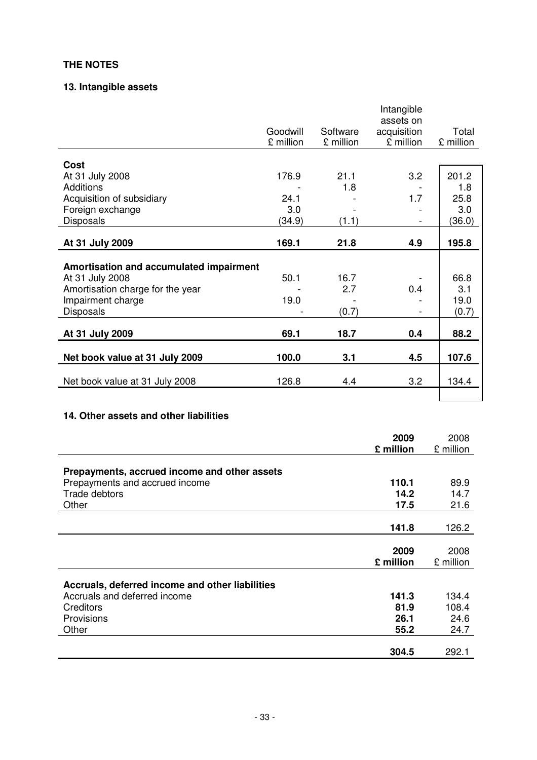## THE NOTES

### 13. Intangible assets

| | Goodwill £ million | Software £ million | Intangible assets on acquisition £ million | Total £ million |
|---|---|---|---|---|
| **Cost** | | | | |
| At 31 July 2008 | 176.9 | 21.1 | 3.2 | 201.2 |
| Additions | - | 1.8 | - | 1.8 |
| Acquisition of subsidiary | 24.1 | - | 1.7 | 25.8 |
| Foreign exchange | 3.0 | - | - | 3.0 |
| Disposals | (34.9) | (1.1) | - | (36.0) |
| **At 31 July 2009** | **169.1** | **21.8** | **4.9** | **195.8** |
| **Amortisation and accumulated impairment** | | | | |
| At 31 July 2008 | 50.1 | 16.7 | - | 66.8 |
| Amortisation charge for the year | - | 2.7 | 0.4 | 3.1 |
| Impairment charge | 19.0 | - | - | 19.0 |
| Disposals | - | (0.7) | - | (0.7) |
| **At 31 July 2009** | **69.1** | **18.7** | **0.4** | **88.2** |
| **Net book value at 31 July 2009** | **100.0** | **3.1** | **4.5** | **107.6** |
| Net book value at 31 July 2008 | 126.8 | 4.4 | 3.2 | 134.4 |

### 14. Other assets and other liabilities

| | **2009 £ million** | 2008 £ million |
|---|---|---|
| **Prepayments, accrued income and other assets** | | |
| Prepayments and accrued income | **110.1** | 89.9 |
| Trade debtors | **14.2** | 14.7 |
| Other | **17.5** | 21.6 |
| | **141.8** | 126.2 |

| | **2009 £ million** | 2008 £ million |
|---|---|---|
| **Accruals, deferred income and other liabilities** | | |
| Accruals and deferred income | **141.3** | 134.4 |
| Creditors | **81.9** | 108.4 |
| Provisions | **26.1** | 24.6 |
| Other | **55.2** | 24.7 |
| | **304.5** | 292.1 |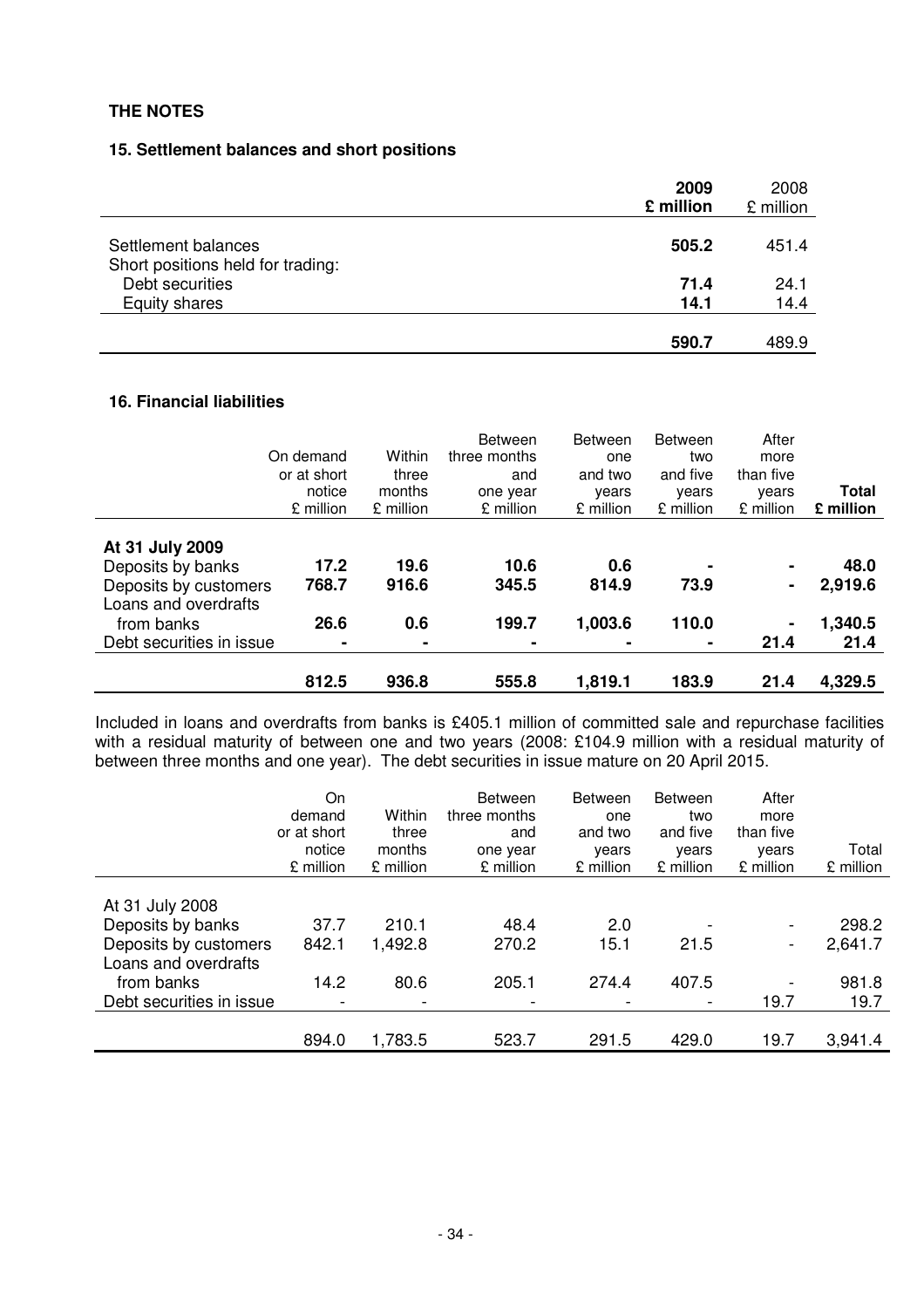## THE NOTES

### 15. Settlement balances and short positions

| | 2009 £ million | 2008 £ million |
|---|---|---|
| Settlement balances | **505.2** | 451.4 |
| Short positions held for trading: | | |
| Debt securities | **71.4** | 24.1 |
| Equity shares | **14.1** | 14.4 |
| | **590.7** | 489.9 |

### 16. Financial liabilities

| | On demand or at short notice £ million | Within three months £ million | Between three months and one year £ million | Between one and two years £ million | Between two and five years £ million | After more than five years £ million | **Total £ million** |
|---|---|---|---|---|---|---|---|
| **At 31 July 2009** | | | | | | | |
| Deposits by banks | **17.2** | **19.6** | **10.6** | **0.6** | **-** | **-** | **48.0** |
| Deposits by customers | **768.7** | **916.6** | **345.5** | **814.9** | **73.9** | **-** | **2,919.6** |
| Loans and overdrafts from banks | **26.6** | **0.6** | **199.7** | **1,003.6** | **110.0** | **-** | **1,340.5** |
| Debt securities in issue | **-** | **-** | **-** | **-** | **-** | **21.4** | **21.4** |
| | **812.5** | **936.8** | **555.8** | **1,819.1** | **183.9** | **21.4** | **4,329.5** |

Included in loans and overdrafts from banks is £405.1 million of committed sale and repurchase facilities with a residual maturity of between one and two years (2008: £104.9 million with a residual maturity of between three months and one year). The debt securities in issue mature on 20 April 2015.

| | On demand or at short notice £ million | Within three months £ million | Between three months and one year £ million | Between one and two years £ million | Between two and five years £ million | After more than five years £ million | Total £ million |
|---|---|---|---|---|---|---|---|
| At 31 July 2008 | | | | | | | |
| Deposits by banks | 37.7 | 210.1 | 48.4 | 2.0 | - | - | 298.2 |
| Deposits by customers | 842.1 | 1,492.8 | 270.2 | 15.1 | 21.5 | - | 2,641.7 |
| Loans and overdrafts from banks | 14.2 | 80.6 | 205.1 | 274.4 | 407.5 | - | 981.8 |
| Debt securities in issue | - | - | - | - | - | 19.7 | 19.7 |
| | 894.0 | 1,783.5 | 523.7 | 291.5 | 429.0 | 19.7 | 3,941.4 |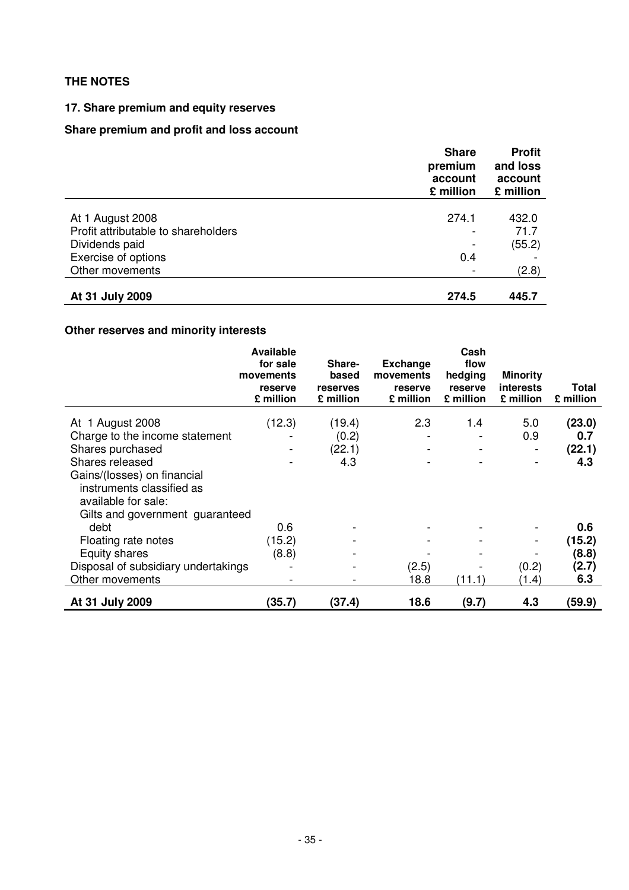**THE NOTES**

## 17. Share premium and equity reserves

### Share premium and profit and loss account

| | Share premium account £ million | Profit and loss account £ million |
|---|---|---|
| At 1 August 2008 | 274.1 | 432.0 |
| Profit attributable to shareholders | - | 71.7 |
| Dividends paid | - | (55.2) |
| Exercise of options | 0.4 | - |
| Other movements | - | (2.8) |
| **At 31 July 2009** | **274.5** | **445.7** |

### Other reserves and minority interests

| | Available for sale movements reserve £ million | Share-based reserves £ million | Exchange movements reserve £ million | Cash flow hedging reserve £ million | Minority interests £ million | Total £ million |
|---|---|---|---|---|---|---|
| At 1 August 2008 | (12.3) | (19.4) | 2.3 | 1.4 | 5.0 | **(23.0)** |
| Charge to the income statement | - | (0.2) | - | - | 0.9 | **0.7** |
| Shares purchased | - | (22.1) | - | - | - | **(22.1)** |
| Shares released | - | 4.3 | - | - | - | **4.3** |
| Gains/(losses) on financial instruments classified as available for sale: | | | | | | |
| Gilts and government guaranteed debt | 0.6 | - | - | - | - | **0.6** |
| Floating rate notes | (15.2) | - | - | - | - | **(15.2)** |
| Equity shares | (8.8) | - | - | - | - | **(8.8)** |
| Disposal of subsidiary undertakings | - | - | (2.5) | - | (0.2) | **(2.7)** |
| Other movements | - | - | 18.8 | (11.1) | (1.4) | **6.3** |
| **At 31 July 2009** | **(35.7)** | **(37.4)** | **18.6** | **(9.7)** | **4.3** | **(59.9)** |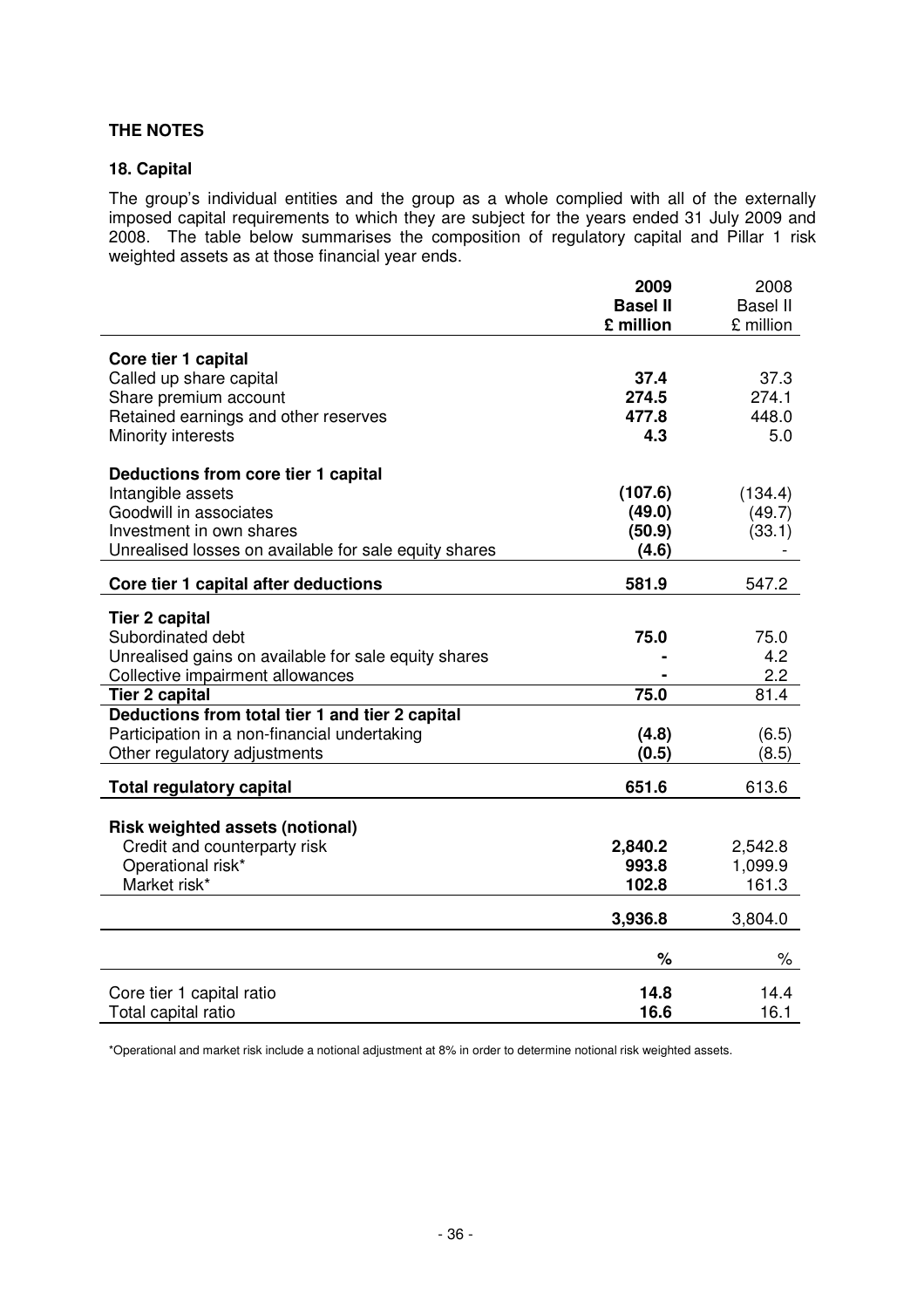## THE NOTES

### 18. Capital

The group's individual entities and the group as a whole complied with all of the externally imposed capital requirements to which they are subject for the years ended 31 July 2009 and 2008. The table below summarises the composition of regulatory capital and Pillar 1 risk weighted assets as at those financial year ends.

| | **2009 Basel II £ million** | 2008 Basel II £ million |
|---|---|---|
| **Core tier 1 capital** | | |
| Called up share capital | **37.4** | 37.3 |
| Share premium account | **274.5** | 274.1 |
| Retained earnings and other reserves | **477.8** | 448.0 |
| Minority interests | **4.3** | 5.0 |
| **Deductions from core tier 1 capital** | | |
| Intangible assets | **(107.6)** | (134.4) |
| Goodwill in associates | **(49.0)** | (49.7) |
| Investment in own shares | **(50.9)** | (33.1) |
| Unrealised losses on available for sale equity shares | **(4.6)** | - |
| **Core tier 1 capital after deductions** | **581.9** | 547.2 |
| **Tier 2 capital** | | |
| Subordinated debt | **75.0** | 75.0 |
| Unrealised gains on available for sale equity shares | **-** | 4.2 |
| Collective impairment allowances | **-** | 2.2 |
| **Tier 2 capital** | **75.0** | 81.4 |
| **Deductions from total tier 1 and tier 2 capital** | | |
| Participation in a non-financial undertaking | **(4.8)** | (6.5) |
| Other regulatory adjustments | **(0.5)** | (8.5) |
| **Total regulatory capital** | **651.6** | 613.6 |
| **Risk weighted assets (notional)** | | |
| Credit and counterparty risk | **2,840.2** | 2,542.8 |
| Operational risk* | **993.8** | 1,099.9 |
| Market risk* | **102.8** | 161.3 |
| | **3,936.8** | 3,804.0 |
| | **%** | % |
| Core tier 1 capital ratio | **14.8** | 14.4 |
| Total capital ratio | **16.6** | 16.1 |

*Operational and market risk include a notional adjustment at 8% in order to determine notional risk weighted assets.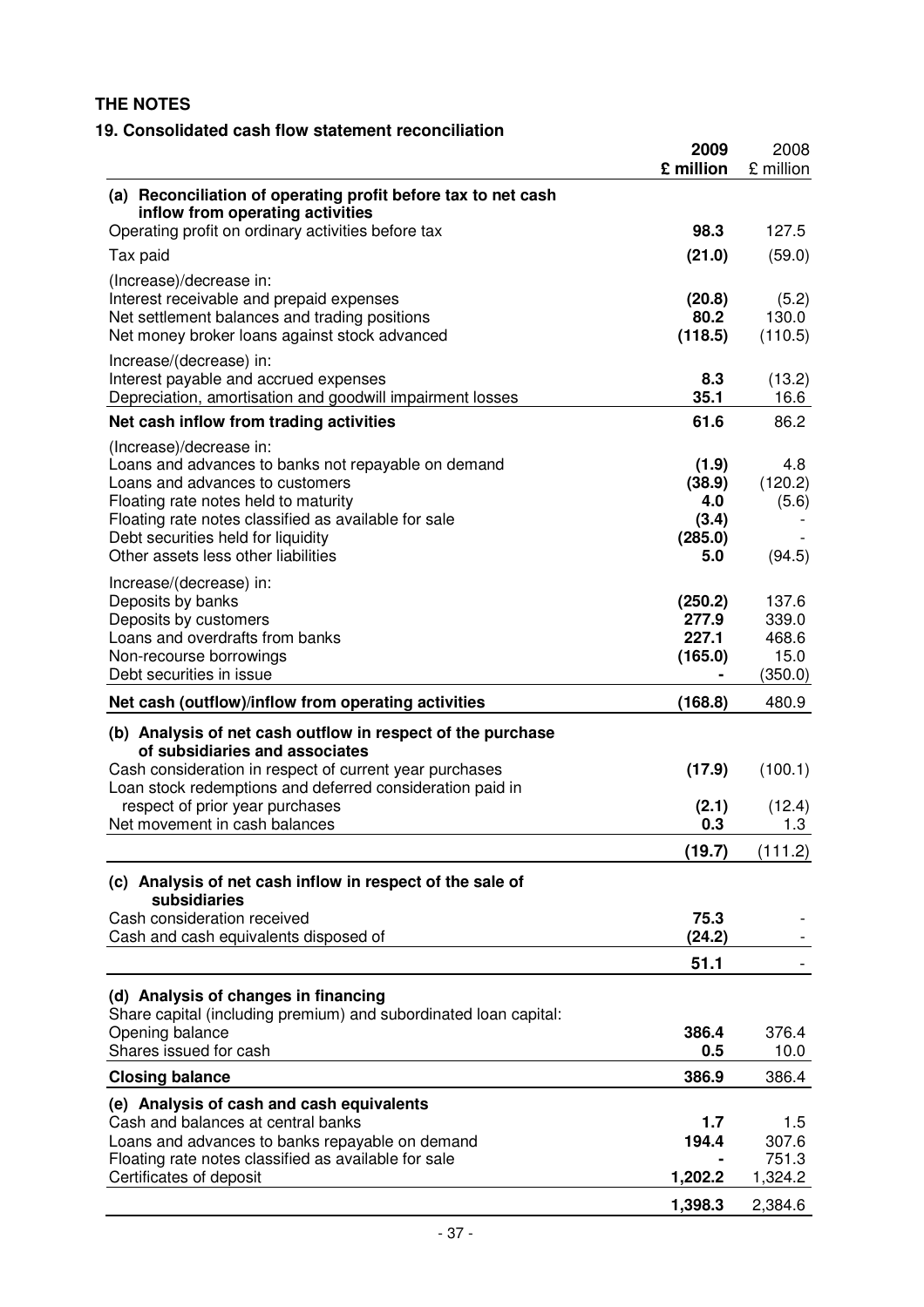## THE NOTES

### 19. Consolidated cash flow statement reconciliation

| | 2009 £ million | 2008 £ million |
|---|---|---|
| **(a) Reconciliation of operating profit before tax to net cash inflow from operating activities** | | |
| Operating profit on ordinary activities before tax | **98.3** | 127.5 |
| Tax paid | **(21.0)** | (59.0) |
| (Increase)/decrease in: | | |
| Interest receivable and prepaid expenses | **(20.8)** | (5.2) |
| Net settlement balances and trading positions | **80.2** | 130.0 |
| Net money broker loans against stock advanced | **(118.5)** | (110.5) |
| Increase/(decrease) in: | | |
| Interest payable and accrued expenses | **8.3** | (13.2) |
| Depreciation, amortisation and goodwill impairment losses | **35.1** | 16.6 |
| **Net cash inflow from trading activities** | **61.6** | 86.2 |
| (Increase)/decrease in: | | |
| Loans and advances to banks not repayable on demand | **(1.9)** | 4.8 |
| Loans and advances to customers | **(38.9)** | (120.2) |
| Floating rate notes held to maturity | **4.0** | (5.6) |
| Floating rate notes classified as available for sale | **(3.4)** | - |
| Debt securities held for liquidity | **(285.0)** | - |
| Other assets less other liabilities | **5.0** | (94.5) |
| Increase/(decrease) in: | | |
| Deposits by banks | **(250.2)** | 137.6 |
| Deposits by customers | **277.9** | 339.0 |
| Loans and overdrafts from banks | **227.1** | 468.6 |
| Non-recourse borrowings | **(165.0)** | 15.0 |
| Debt securities in issue | **-** | (350.0) |
| **Net cash (outflow)/inflow from operating activities** | **(168.8)** | 480.9 |
| **(b) Analysis of net cash outflow in respect of the purchase of subsidiaries and associates** | | |
| Cash consideration in respect of current year purchases | **(17.9)** | (100.1) |
| Loan stock redemptions and deferred consideration paid in respect of prior year purchases | **(2.1)** | (12.4) |
| Net movement in cash balances | **0.3** | 1.3 |
| | **(19.7)** | (111.2) |
| **(c) Analysis of net cash inflow in respect of the sale of subsidiaries** | | |
| Cash consideration received | **75.3** | - |
| Cash and cash equivalents disposed of | **(24.2)** | - |
| | **51.1** | - |
| **(d) Analysis of changes in financing** | | |
| Share capital (including premium) and subordinated loan capital: | | |
| Opening balance | **386.4** | 376.4 |
| Shares issued for cash | **0.5** | 10.0 |
| **Closing balance** | **386.9** | 386.4 |
| **(e) Analysis of cash and cash equivalents** | | |
| Cash and balances at central banks | **1.7** | 1.5 |
| Loans and advances to banks repayable on demand | **194.4** | 307.6 |
| Floating rate notes classified as available for sale | **-** | 751.3 |
| Certificates of deposit | **1,202.2** | 1,324.2 |
| | **1,398.3** | 2,384.6 |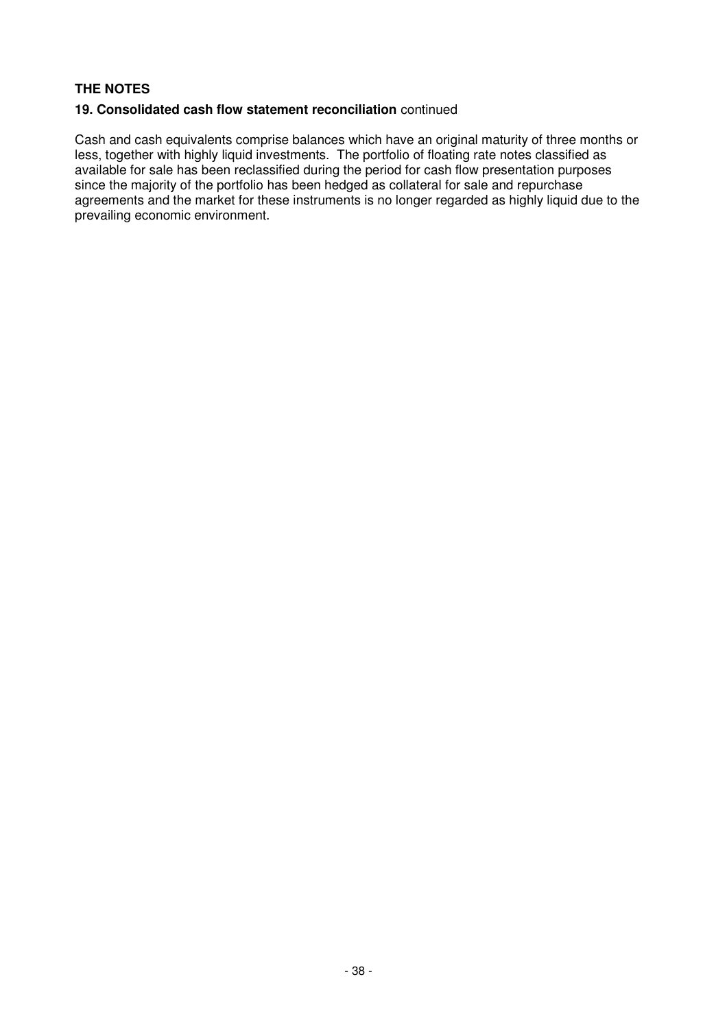## THE NOTES

### 19. Consolidated cash flow statement reconciliation continued

Cash and cash equivalents comprise balances which have an original maturity of three months or less, together with highly liquid investments. The portfolio of floating rate notes classified as available for sale has been reclassified during the period for cash flow presentation purposes since the majority of the portfolio has been hedged as collateral for sale and repurchase agreements and the market for these instruments is no longer regarded as highly liquid due to the prevailing economic environment.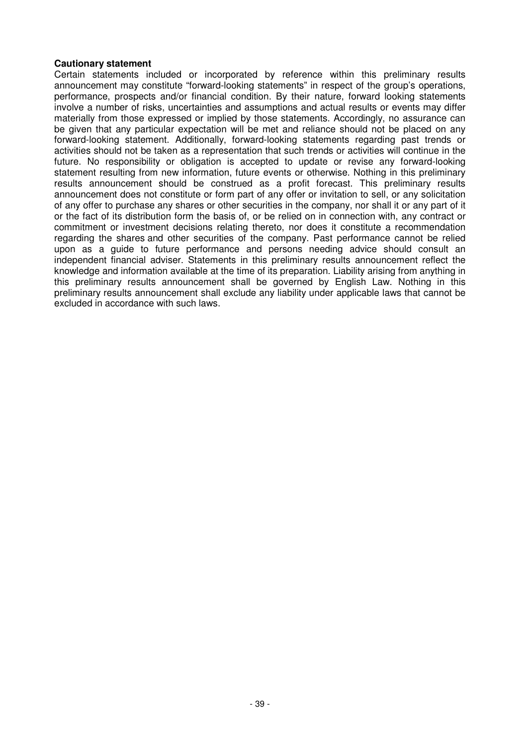**Cautionary statement**

Certain statements included or incorporated by reference within this preliminary results announcement may constitute "forward-looking statements" in respect of the group's operations, performance, prospects and/or financial condition. By their nature, forward looking statements involve a number of risks, uncertainties and assumptions and actual results or events may differ materially from those expressed or implied by those statements. Accordingly, no assurance can be given that any particular expectation will be met and reliance should not be placed on any forward-looking statement. Additionally, forward-looking statements regarding past trends or activities should not be taken as a representation that such trends or activities will continue in the future. No responsibility or obligation is accepted to update or revise any forward-looking statement resulting from new information, future events or otherwise. Nothing in this preliminary results announcement should be construed as a profit forecast. This preliminary results announcement does not constitute or form part of any offer or invitation to sell, or any solicitation of any offer to purchase any shares or other securities in the company, nor shall it or any part of it or the fact of its distribution form the basis of, or be relied on in connection with, any contract or commitment or investment decisions relating thereto, nor does it constitute a recommendation regarding the shares and other securities of the company. Past performance cannot be relied upon as a guide to future performance and persons needing advice should consult an independent financial adviser. Statements in this preliminary results announcement reflect the knowledge and information available at the time of its preparation. Liability arising from anything in this preliminary results announcement shall be governed by English Law. Nothing in this preliminary results announcement shall exclude any liability under applicable laws that cannot be excluded in accordance with such laws.